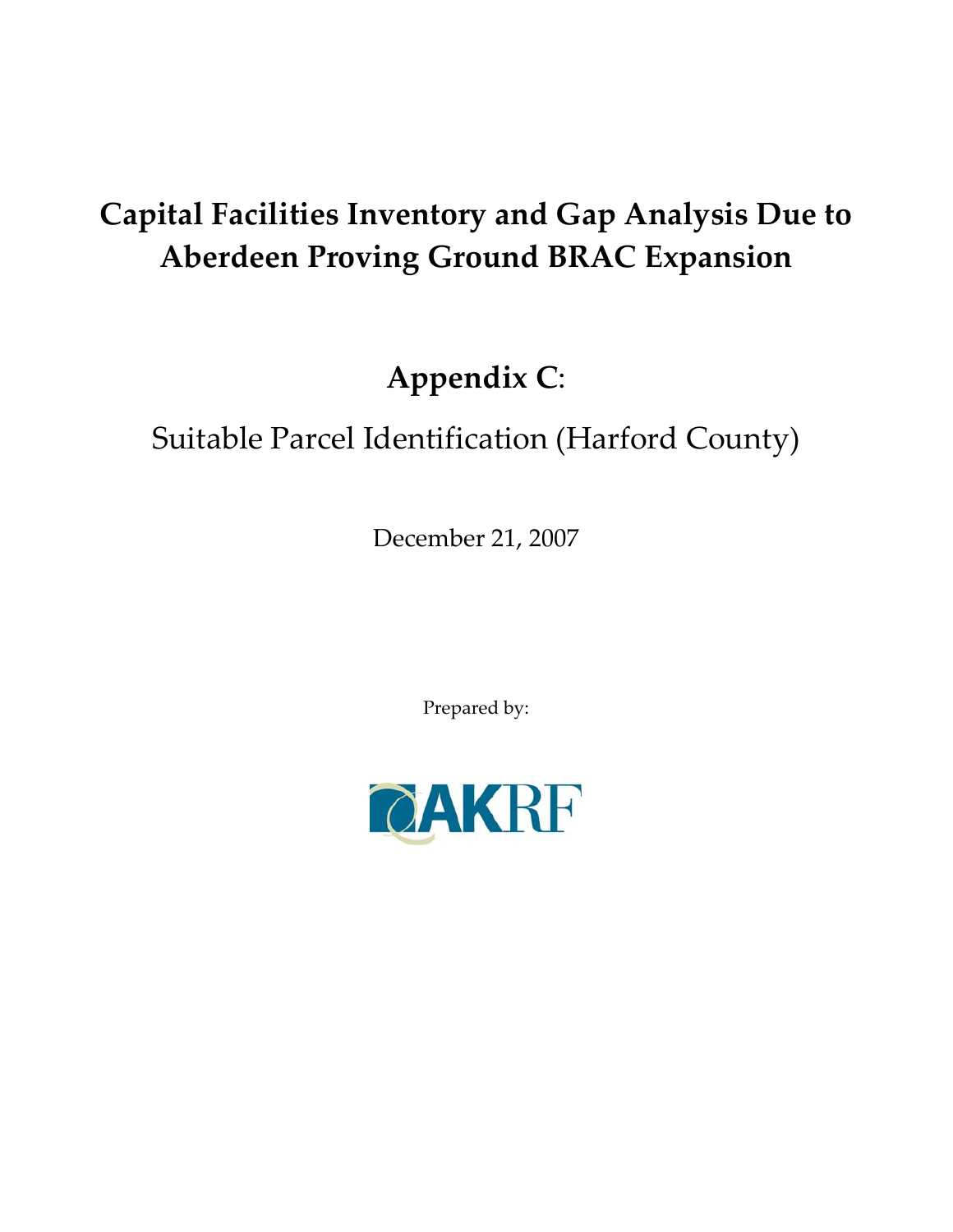# Capital Facilities Inventory and Gap Analysis Due to Aberdeen Proving Ground BRAC Expansion

## Appendix C:

Suitable Parcel Identification (Harford County)

December 21, 2007

Prepared by:

AKRF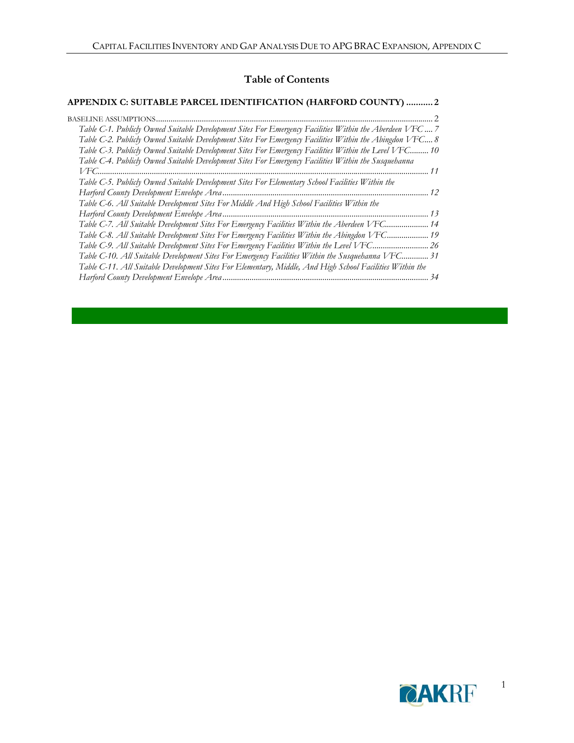## Table of Contents

**APPENDIX C: SUITABLE PARCEL IDENTIFICATION (HARFORD COUNTY) ........... 2**

BASELINE ASSUMPTIONS ........................................................................................................................... 2

*Table C-1. Publicly Owned Suitable Development Sites For Emergency Facilities Within the Aberdeen VFC .... 7*

*Table C-2. Publicly Owned Suitable Development Sites For Emergency Facilities Within the Abingdon VFC.... 8*

*Table C-3. Publicly Owned Suitable Development Sites For Emergency Facilities Within the Level VFC......... 10*

*Table C-4. Publicly Owned Suitable Development Sites For Emergency Facilities Within the Susquehanna VFC.............................................................................................................................................. 11*

*Table C-5. Publicly Owned Suitable Development Sites For Elementary School Facilities Within the Harford County Development Envelope Area.................................................................................................. 12*

*Table C-6. All Suitable Development Sites For Middle And High School Facilities Within the Harford County Development Envelope Area.................................................................................................. 13*

*Table C-7. All Suitable Development Sites For Emergency Facilities Within the Aberdeen VFC..................... 14*

*Table C-8. All Suitable Development Sites For Emergency Facilities Within the Abingdon VFC.................... 19*

*Table C-9. All Suitable Development Sites For Emergency Facilities Within the Level VFC........................... 26*

*Table C-10. All Suitable Development Sites For Emergency Facilities Within the Susquehanna VFC............. 31*

*Table C-11. All Suitable Development Sites For Elementary, Middle, And High School Facilities Within the Harford County Development Envelope Area.................................................................................................. 34*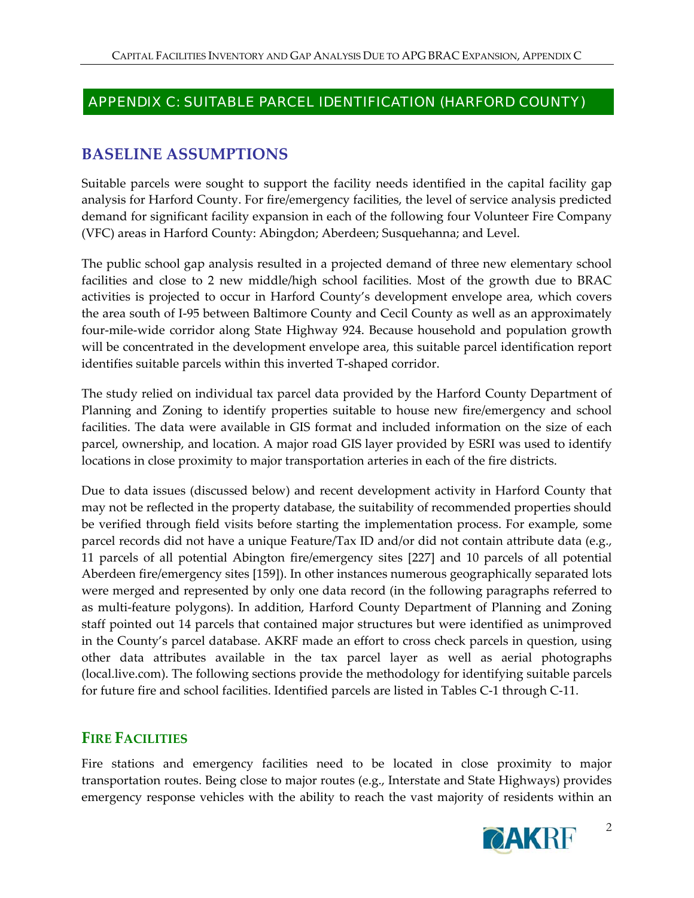## APPENDIX C: SUITABLE PARCEL IDENTIFICATION (HARFORD COUNTY)

## BASELINE ASSUMPTIONS

Suitable parcels were sought to support the facility needs identified in the capital facility gap analysis for Harford County. For fire/emergency facilities, the level of service analysis predicted demand for significant facility expansion in each of the following four Volunteer Fire Company (VFC) areas in Harford County: Abingdon; Aberdeen; Susquehanna; and Level.

The public school gap analysis resulted in a projected demand of three new elementary school facilities and close to 2 new middle/high school facilities. Most of the growth due to BRAC activities is projected to occur in Harford County's development envelope area, which covers the area south of I-95 between Baltimore County and Cecil County as well as an approximately four-mile-wide corridor along State Highway 924. Because household and population growth will be concentrated in the development envelope area, this suitable parcel identification report identifies suitable parcels within this inverted T-shaped corridor.

The study relied on individual tax parcel data provided by the Harford County Department of Planning and Zoning to identify properties suitable to house new fire/emergency and school facilities. The data were available in GIS format and included information on the size of each parcel, ownership, and location. A major road GIS layer provided by ESRI was used to identify locations in close proximity to major transportation arteries in each of the fire districts.

Due to data issues (discussed below) and recent development activity in Harford County that may not be reflected in the property database, the suitability of recommended properties should be verified through field visits before starting the implementation process. For example, some parcel records did not have a unique Feature/Tax ID and/or did not contain attribute data (e.g., 11 parcels of all potential Abington fire/emergency sites [227] and 10 parcels of all potential Aberdeen fire/emergency sites [159]). In other instances numerous geographically separated lots were merged and represented by only one data record (in the following paragraphs referred to as multi-feature polygons). In addition, Harford County Department of Planning and Zoning staff pointed out 14 parcels that contained major structures but were identified as unimproved in the County's parcel database. AKRF made an effort to cross check parcels in question, using other data attributes available in the tax parcel layer as well as aerial photographs (local.live.com). The following sections provide the methodology for identifying suitable parcels for future fire and school facilities. Identified parcels are listed in Tables C-1 through C-11.

### FIRE FACILITIES

Fire stations and emergency facilities need to be located in close proximity to major transportation routes. Being close to major routes (e.g., Interstate and State Highways) provides emergency response vehicles with the ability to reach the vast majority of residents within an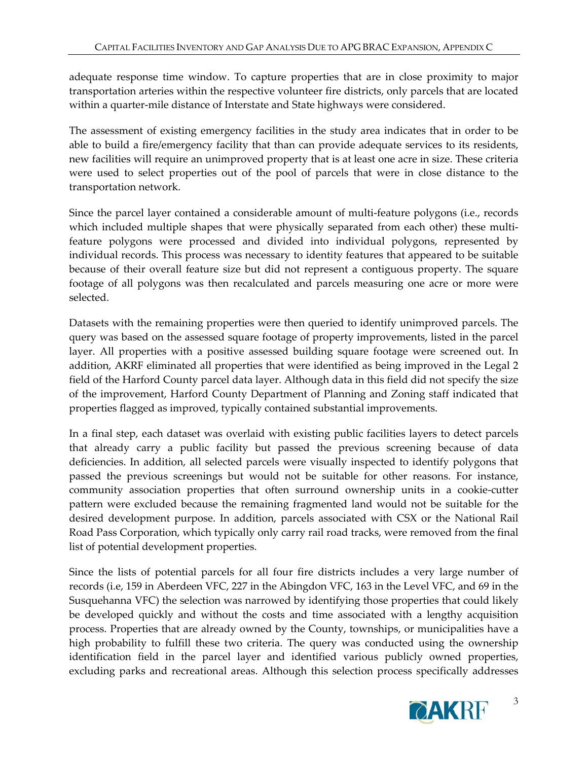adequate response time window. To capture properties that are in close proximity to major transportation arteries within the respective volunteer fire districts, only parcels that are located within a quarter-mile distance of Interstate and State highways were considered.

The assessment of existing emergency facilities in the study area indicates that in order to be able to build a fire/emergency facility that than can provide adequate services to its residents, new facilities will require an unimproved property that is at least one acre in size. These criteria were used to select properties out of the pool of parcels that were in close distance to the transportation network.

Since the parcel layer contained a considerable amount of multi-feature polygons (i.e., records which included multiple shapes that were physically separated from each other) these multi-feature polygons were processed and divided into individual polygons, represented by individual records. This process was necessary to identity features that appeared to be suitable because of their overall feature size but did not represent a contiguous property. The square footage of all polygons was then recalculated and parcels measuring one acre or more were selected.

Datasets with the remaining properties were then queried to identify unimproved parcels. The query was based on the assessed square footage of property improvements, listed in the parcel layer. All properties with a positive assessed building square footage were screened out. In addition, AKRF eliminated all properties that were identified as being improved in the Legal 2 field of the Harford County parcel data layer. Although data in this field did not specify the size of the improvement, Harford County Department of Planning and Zoning staff indicated that properties flagged as improved, typically contained substantial improvements.

In a final step, each dataset was overlaid with existing public facilities layers to detect parcels that already carry a public facility but passed the previous screening because of data deficiencies. In addition, all selected parcels were visually inspected to identify polygons that passed the previous screenings but would not be suitable for other reasons. For instance, community association properties that often surround ownership units in a cookie-cutter pattern were excluded because the remaining fragmented land would not be suitable for the desired development purpose. In addition, parcels associated with CSX or the National Rail Road Pass Corporation, which typically only carry rail road tracks, were removed from the final list of potential development properties.

Since the lists of potential parcels for all four fire districts includes a very large number of records (i.e, 159 in Aberdeen VFC, 227 in the Abingdon VFC, 163 in the Level VFC, and 69 in the Susquehanna VFC) the selection was narrowed by identifying those properties that could likely be developed quickly and without the costs and time associated with a lengthy acquisition process. Properties that are already owned by the County, townships, or municipalities have a high probability to fulfill these two criteria. The query was conducted using the ownership identification field in the parcel layer and identified various publicly owned properties, excluding parks and recreational areas. Although this selection process specifically addresses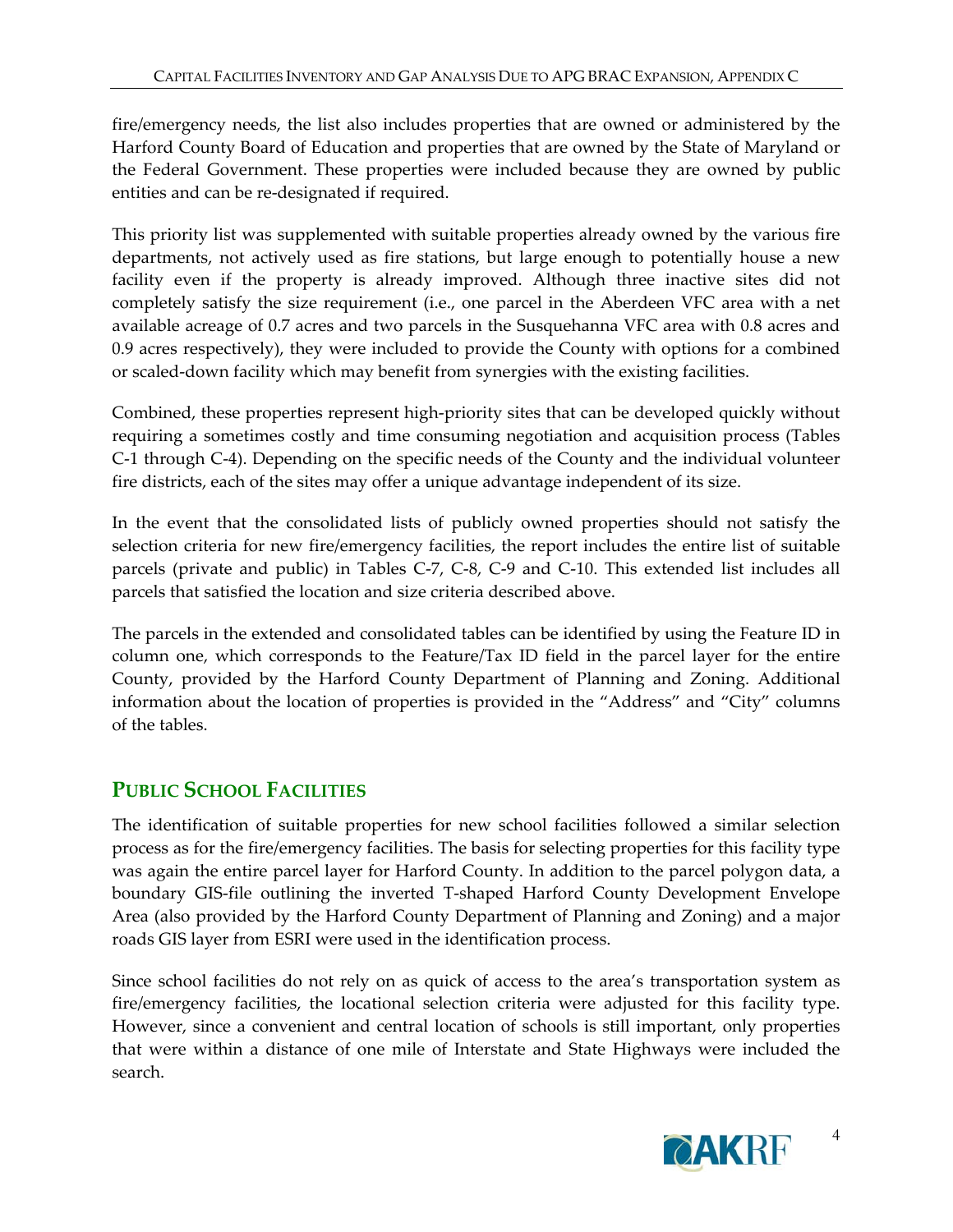fire/emergency needs, the list also includes properties that are owned or administered by the Harford County Board of Education and properties that are owned by the State of Maryland or the Federal Government. These properties were included because they are owned by public entities and can be re-designated if required.

This priority list was supplemented with suitable properties already owned by the various fire departments, not actively used as fire stations, but large enough to potentially house a new facility even if the property is already improved. Although three inactive sites did not completely satisfy the size requirement (i.e., one parcel in the Aberdeen VFC area with a net available acreage of 0.7 acres and two parcels in the Susquehanna VFC area with 0.8 acres and 0.9 acres respectively), they were included to provide the County with options for a combined or scaled-down facility which may benefit from synergies with the existing facilities.

Combined, these properties represent high-priority sites that can be developed quickly without requiring a sometimes costly and time consuming negotiation and acquisition process (Tables C-1 through C-4). Depending on the specific needs of the County and the individual volunteer fire districts, each of the sites may offer a unique advantage independent of its size.

In the event that the consolidated lists of publicly owned properties should not satisfy the selection criteria for new fire/emergency facilities, the report includes the entire list of suitable parcels (private and public) in Tables C-7, C-8, C-9 and C-10. This extended list includes all parcels that satisfied the location and size criteria described above.

The parcels in the extended and consolidated tables can be identified by using the Feature ID in column one, which corresponds to the Feature/Tax ID field in the parcel layer for the entire County, provided by the Harford County Department of Planning and Zoning. Additional information about the location of properties is provided in the "Address" and "City" columns of the tables.

## PUBLIC SCHOOL FACILITIES

The identification of suitable properties for new school facilities followed a similar selection process as for the fire/emergency facilities. The basis for selecting properties for this facility type was again the entire parcel layer for Harford County. In addition to the parcel polygon data, a boundary GIS-file outlining the inverted T-shaped Harford County Development Envelope Area (also provided by the Harford County Department of Planning and Zoning) and a major roads GIS layer from ESRI were used in the identification process.

Since school facilities do not rely on as quick of access to the area's transportation system as fire/emergency facilities, the locational selection criteria were adjusted for this facility type. However, since a convenient and central location of schools is still important, only properties that were within a distance of one mile of Interstate and State Highways were included the search.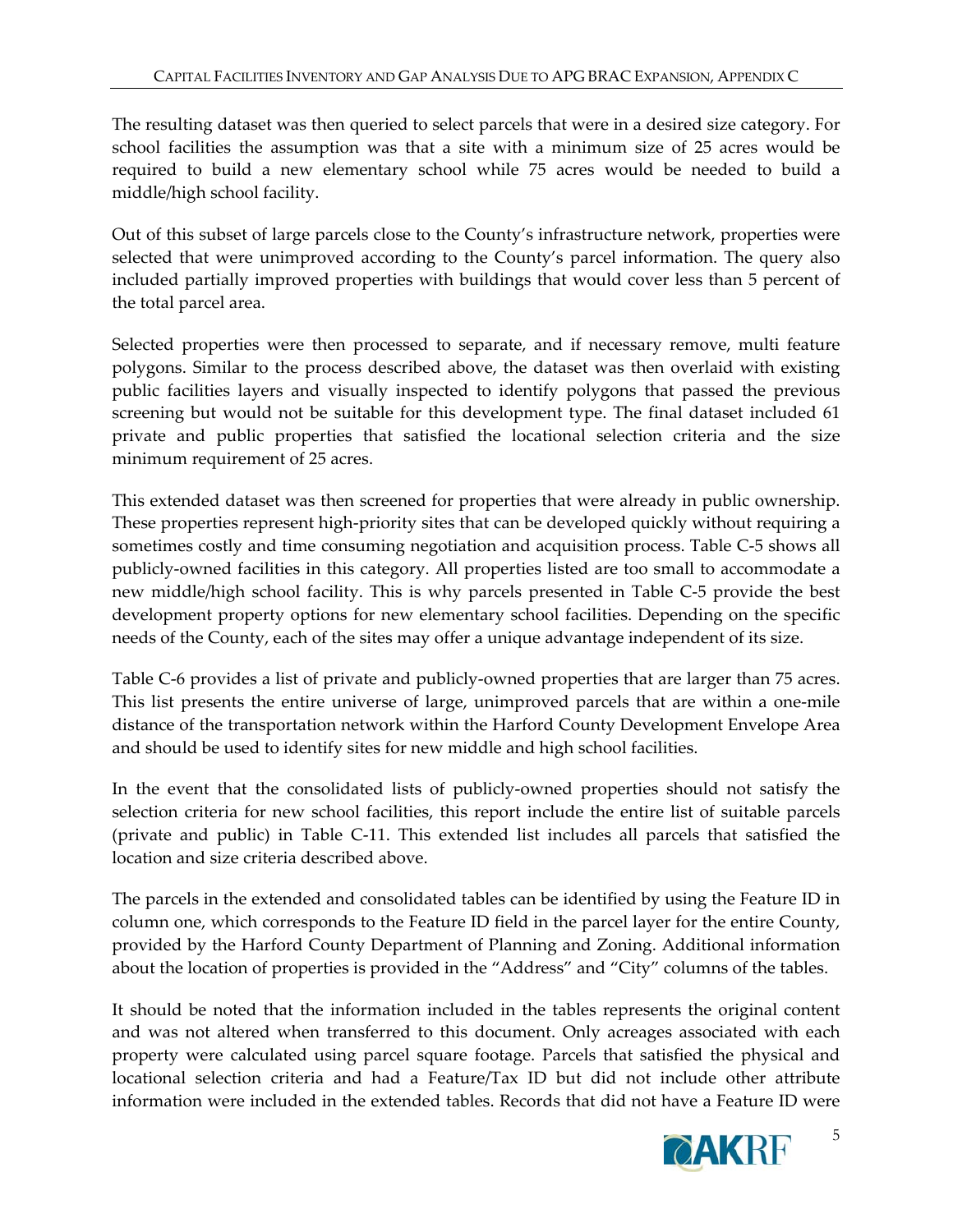The resulting dataset was then queried to select parcels that were in a desired size category. For school facilities the assumption was that a site with a minimum size of 25 acres would be required to build a new elementary school while 75 acres would be needed to build a middle/high school facility.

Out of this subset of large parcels close to the County's infrastructure network, properties were selected that were unimproved according to the County's parcel information. The query also included partially improved properties with buildings that would cover less than 5 percent of the total parcel area.

Selected properties were then processed to separate, and if necessary remove, multi feature polygons. Similar to the process described above, the dataset was then overlaid with existing public facilities layers and visually inspected to identify polygons that passed the previous screening but would not be suitable for this development type. The final dataset included 61 private and public properties that satisfied the locational selection criteria and the size minimum requirement of 25 acres.

This extended dataset was then screened for properties that were already in public ownership. These properties represent high-priority sites that can be developed quickly without requiring a sometimes costly and time consuming negotiation and acquisition process. Table C-5 shows all publicly-owned facilities in this category. All properties listed are too small to accommodate a new middle/high school facility. This is why parcels presented in Table C-5 provide the best development property options for new elementary school facilities. Depending on the specific needs of the County, each of the sites may offer a unique advantage independent of its size.

Table C-6 provides a list of private and publicly-owned properties that are larger than 75 acres. This list presents the entire universe of large, unimproved parcels that are within a one-mile distance of the transportation network within the Harford County Development Envelope Area and should be used to identify sites for new middle and high school facilities.

In the event that the consolidated lists of publicly-owned properties should not satisfy the selection criteria for new school facilities, this report include the entire list of suitable parcels (private and public) in Table C-11. This extended list includes all parcels that satisfied the location and size criteria described above.

The parcels in the extended and consolidated tables can be identified by using the Feature ID in column one, which corresponds to the Feature ID field in the parcel layer for the entire County, provided by the Harford County Department of Planning and Zoning. Additional information about the location of properties is provided in the "Address" and "City" columns of the tables.

It should be noted that the information included in the tables represents the original content and was not altered when transferred to this document. Only acreages associated with each property were calculated using parcel square footage. Parcels that satisfied the physical and locational selection criteria and had a Feature/Tax ID but did not include other attribute information were included in the extended tables. Records that did not have a Feature ID were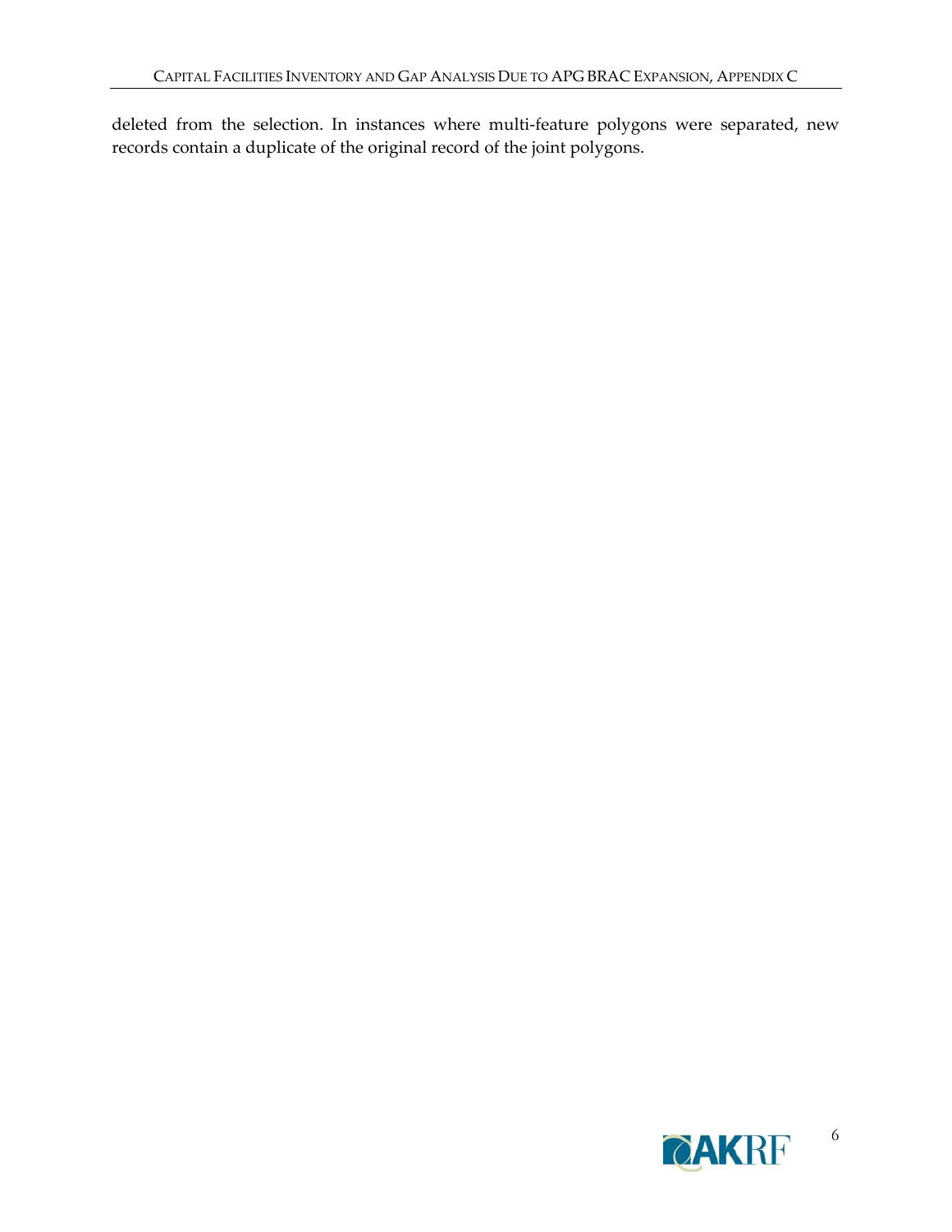deleted from the selection. In instances where multi-feature polygons were separated, new records contain a duplicate of the original record of the joint polygons.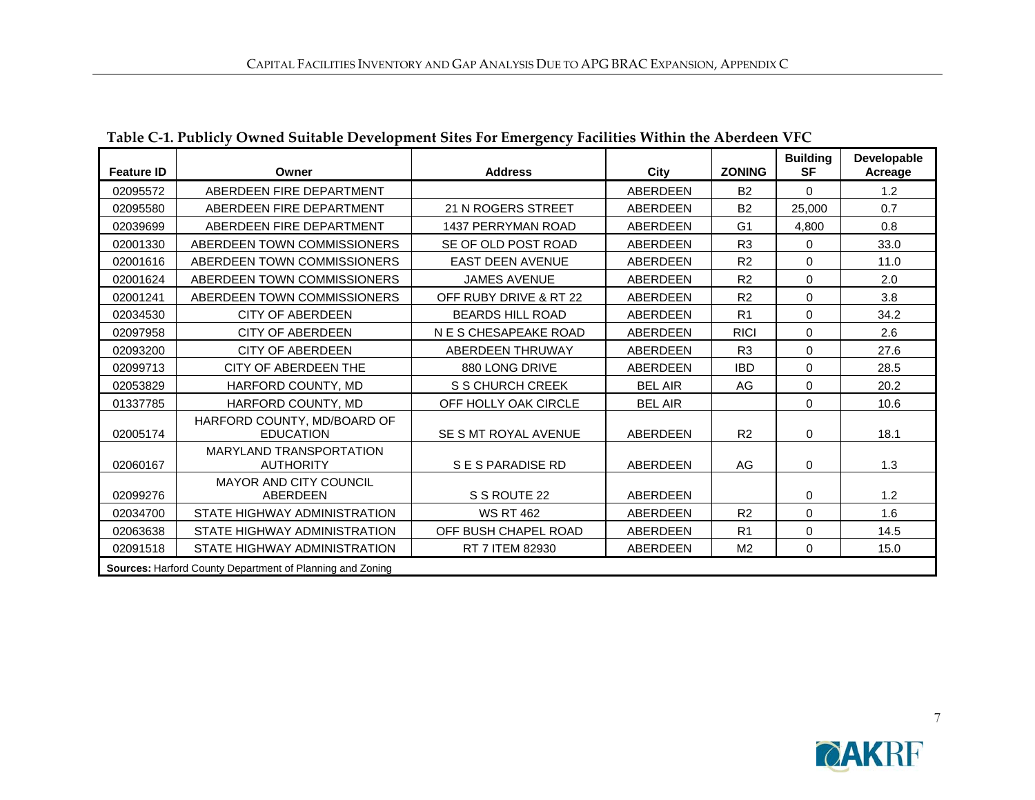**Table C-1. Publicly Owned Suitable Development Sites For Emergency Facilities Within the Aberdeen VFC**

| Feature ID | Owner | Address | City | ZONING | Building SF | Developable Acreage |
|---|---|---|---|---|---|---|
| 02095572 | ABERDEEN FIRE DEPARTMENT | | ABERDEEN | B2 | 0 | 1.2 |
| 02095580 | ABERDEEN FIRE DEPARTMENT | 21 N ROGERS STREET | ABERDEEN | B2 | 25,000 | 0.7 |
| 02039699 | ABERDEEN FIRE DEPARTMENT | 1437 PERRYMAN ROAD | ABERDEEN | G1 | 4,800 | 0.8 |
| 02001330 | ABERDEEN TOWN COMMISSIONERS | SE OF OLD POST ROAD | ABERDEEN | R3 | 0 | 33.0 |
| 02001616 | ABERDEEN TOWN COMMISSIONERS | EAST DEEN AVENUE | ABERDEEN | R2 | 0 | 11.0 |
| 02001624 | ABERDEEN TOWN COMMISSIONERS | JAMES AVENUE | ABERDEEN | R2 | 0 | 2.0 |
| 02001241 | ABERDEEN TOWN COMMISSIONERS | OFF RUBY DRIVE & RT 22 | ABERDEEN | R2 | 0 | 3.8 |
| 02034530 | CITY OF ABERDEEN | BEARDS HILL ROAD | ABERDEEN | R1 | 0 | 34.2 |
| 02097958 | CITY OF ABERDEEN | N E S CHESAPEAKE ROAD | ABERDEEN | RICI | 0 | 2.6 |
| 02093200 | CITY OF ABERDEEN | ABERDEEN THRUWAY | ABERDEEN | R3 | 0 | 27.6 |
| 02099713 | CITY OF ABERDEEN THE | 880 LONG DRIVE | ABERDEEN | IBD | 0 | 28.5 |
| 02053829 | HARFORD COUNTY, MD | S S CHURCH CREEK | BEL AIR | AG | 0 | 20.2 |
| 01337785 | HARFORD COUNTY, MD | OFF HOLLY OAK CIRCLE | BEL AIR | | 0 | 10.6 |
| 02005174 | HARFORD COUNTY, MD/BOARD OF EDUCATION | SE S MT ROYAL AVENUE | ABERDEEN | R2 | 0 | 18.1 |
| 02060167 | MARYLAND TRANSPORTATION AUTHORITY | S E S PARADISE RD | ABERDEEN | AG | 0 | 1.3 |
| 02099276 | MAYOR AND CITY COUNCIL ABERDEEN | S S ROUTE 22 | ABERDEEN | | 0 | 1.2 |
| 02034700 | STATE HIGHWAY ADMINISTRATION | WS RT 462 | ABERDEEN | R2 | 0 | 1.6 |
| 02063638 | STATE HIGHWAY ADMINISTRATION | OFF BUSH CHAPEL ROAD | ABERDEEN | R1 | 0 | 14.5 |
| 02091518 | STATE HIGHWAY ADMINISTRATION | RT 7 ITEM 82930 | ABERDEEN | M2 | 0 | 15.0 |

**Sources:** Harford County Department of Planning and Zoning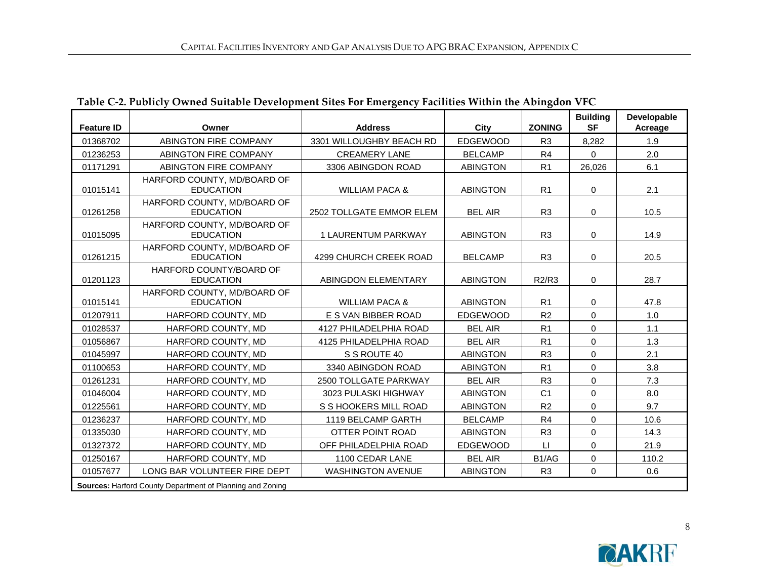**Table C-2. Publicly Owned Suitable Development Sites For Emergency Facilities Within the Abingdon VFC**

| Feature ID | Owner | Address | City | ZONING | Building SF | Developable Acreage |
|---|---|---|---|---|---|---|
| 01368702 | ABINGTON FIRE COMPANY | 3301 WILLOUGHBY BEACH RD | EDGEWOOD | R3 | 8,282 | 1.9 |
| 01236253 | ABINGTON FIRE COMPANY | CREAMERY LANE | BELCAMP | R4 | 0 | 2.0 |
| 01171291 | ABINGTON FIRE COMPANY | 3306 ABINGDON ROAD | ABINGTON | R1 | 26,026 | 6.1 |
| 01015141 | HARFORD COUNTY, MD/BOARD OF EDUCATION | WILLIAM PACA & | ABINGTON | R1 | 0 | 2.1 |
| 01261258 | HARFORD COUNTY, MD/BOARD OF EDUCATION | 2502 TOLLGATE EMMOR ELEM | BEL AIR | R3 | 0 | 10.5 |
| 01015095 | HARFORD COUNTY, MD/BOARD OF EDUCATION | 1 LAURENTUM PARKWAY | ABINGTON | R3 | 0 | 14.9 |
| 01261215 | HARFORD COUNTY, MD/BOARD OF EDUCATION | 4299 CHURCH CREEK ROAD | BELCAMP | R3 | 0 | 20.5 |
| 01201123 | HARFORD COUNTY/BOARD OF EDUCATION | ABINGDON ELEMENTARY | ABINGTON | R2/R3 | 0 | 28.7 |
| 01015141 | HARFORD COUNTY, MD/BOARD OF EDUCATION | WILLIAM PACA & | ABINGTON | R1 | 0 | 47.8 |
| 01207911 | HARFORD COUNTY, MD | E S VAN BIBBER ROAD | EDGEWOOD | R2 | 0 | 1.0 |
| 01028537 | HARFORD COUNTY, MD | 4127 PHILADELPHIA ROAD | BEL AIR | R1 | 0 | 1.1 |
| 01056867 | HARFORD COUNTY, MD | 4125 PHILADELPHIA ROAD | BEL AIR | R1 | 0 | 1.3 |
| 01045997 | HARFORD COUNTY, MD | S S ROUTE 40 | ABINGTON | R3 | 0 | 2.1 |
| 01100653 | HARFORD COUNTY, MD | 3340 ABINGDON ROAD | ABINGTON | R1 | 0 | 3.8 |
| 01261231 | HARFORD COUNTY, MD | 2500 TOLLGATE PARKWAY | BEL AIR | R3 | 0 | 7.3 |
| 01046004 | HARFORD COUNTY, MD | 3023 PULASKI HIGHWAY | ABINGTON | C1 | 0 | 8.0 |
| 01225561 | HARFORD COUNTY, MD | S S HOOKERS MILL ROAD | ABINGTON | R2 | 0 | 9.7 |
| 01236237 | HARFORD COUNTY, MD | 1119 BELCAMP GARTH | BELCAMP | R4 | 0 | 10.6 |
| 01335030 | HARFORD COUNTY, MD | OTTER POINT ROAD | ABINGTON | R3 | 0 | 14.3 |
| 01327372 | HARFORD COUNTY, MD | OFF PHILADELPHIA ROAD | EDGEWOOD | LI | 0 | 21.9 |
| 01250167 | HARFORD COUNTY, MD | 1100 CEDAR LANE | BEL AIR | B1/AG | 0 | 110.2 |
| 01057677 | LONG BAR VOLUNTEER FIRE DEPT | WASHINGTON AVENUE | ABINGTON | R3 | 0 | 0.6 |

**Sources:** Harford County Department of Planning and Zoning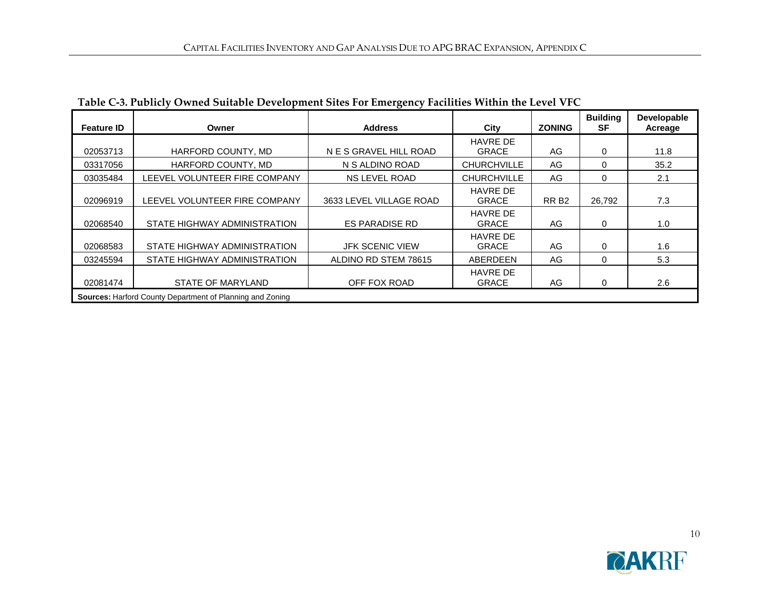**Table C-3. Publicly Owned Suitable Development Sites For Emergency Facilities Within the Level VFC**

| Feature ID | Owner | Address | City | ZONING | Building SF | Developable Acreage |
|---|---|---|---|---|---|---|
| 02053713 | HARFORD COUNTY, MD | N E S GRAVEL HILL ROAD | HAVRE DE GRACE | AG | 0 | 11.8 |
| 03317056 | HARFORD COUNTY, MD | N S ALDINO ROAD | CHURCHVILLE | AG | 0 | 35.2 |
| 03035484 | LEEVEL VOLUNTEER FIRE COMPANY | NS LEVEL ROAD | CHURCHVILLE | AG | 0 | 2.1 |
| 02096919 | LEEVEL VOLUNTEER FIRE COMPANY | 3633 LEVEL VILLAGE ROAD | HAVRE DE GRACE | RR B2 | 26,792 | 7.3 |
| 02068540 | STATE HIGHWAY ADMINISTRATION | ES PARADISE RD | HAVRE DE GRACE | AG | 0 | 1.0 |
| 02068583 | STATE HIGHWAY ADMINISTRATION | JFK SCENIC VIEW | HAVRE DE GRACE | AG | 0 | 1.6 |
| 03245594 | STATE HIGHWAY ADMINISTRATION | ALDINO RD STEM 78615 | ABERDEEN | AG | 0 | 5.3 |
| 02081474 | STATE OF MARYLAND | OFF FOX ROAD | HAVRE DE GRACE | AG | 0 | 2.6 |

**Sources:** Harford County Department of Planning and Zoning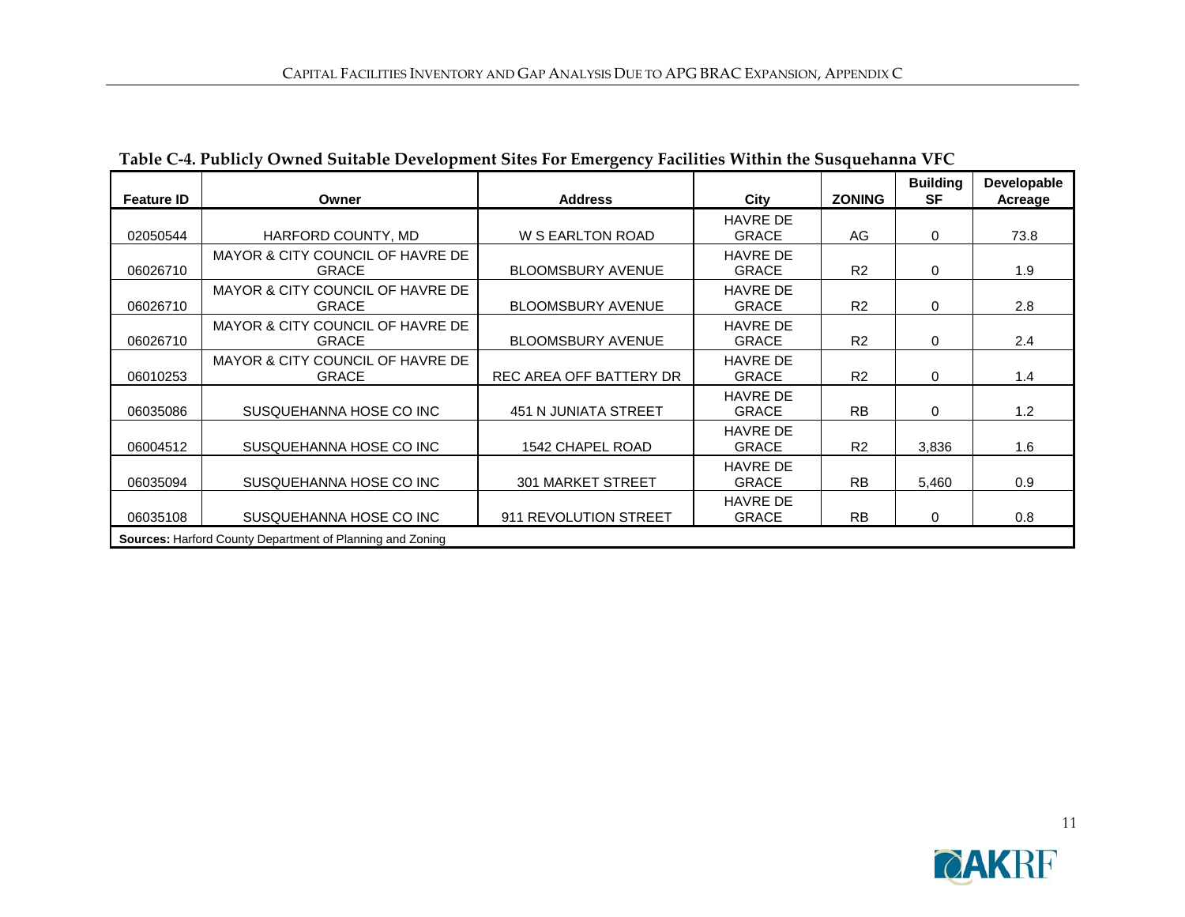**Table C-4. Publicly Owned Suitable Development Sites For Emergency Facilities Within the Susquehanna VFC**

| Feature ID | Owner | Address | City | ZONING | Building SF | Developable Acreage |
|---|---|---|---|---|---|---|
| 02050544 | HARFORD COUNTY, MD | W S EARLTON ROAD | HAVRE DE GRACE | AG | 0 | 73.8 |
| 06026710 | MAYOR & CITY COUNCIL OF HAVRE DE GRACE | BLOOMSBURY AVENUE | HAVRE DE GRACE | R2 | 0 | 1.9 |
| 06026710 | MAYOR & CITY COUNCIL OF HAVRE DE GRACE | BLOOMSBURY AVENUE | HAVRE DE GRACE | R2 | 0 | 2.8 |
| 06026710 | MAYOR & CITY COUNCIL OF HAVRE DE GRACE | BLOOMSBURY AVENUE | HAVRE DE GRACE | R2 | 0 | 2.4 |
| 06010253 | MAYOR & CITY COUNCIL OF HAVRE DE GRACE | REC AREA OFF BATTERY DR | HAVRE DE GRACE | R2 | 0 | 1.4 |
| 06035086 | SUSQUEHANNA HOSE CO INC | 451 N JUNIATA STREET | HAVRE DE GRACE | RB | 0 | 1.2 |
| 06004512 | SUSQUEHANNA HOSE CO INC | 1542 CHAPEL ROAD | HAVRE DE GRACE | R2 | 3,836 | 1.6 |
| 06035094 | SUSQUEHANNA HOSE CO INC | 301 MARKET STREET | HAVRE DE GRACE | RB | 5,460 | 0.9 |
| 06035108 | SUSQUEHANNA HOSE CO INC | 911 REVOLUTION STREET | HAVRE DE GRACE | RB | 0 | 0.8 |

**Sources:** Harford County Department of Planning and Zoning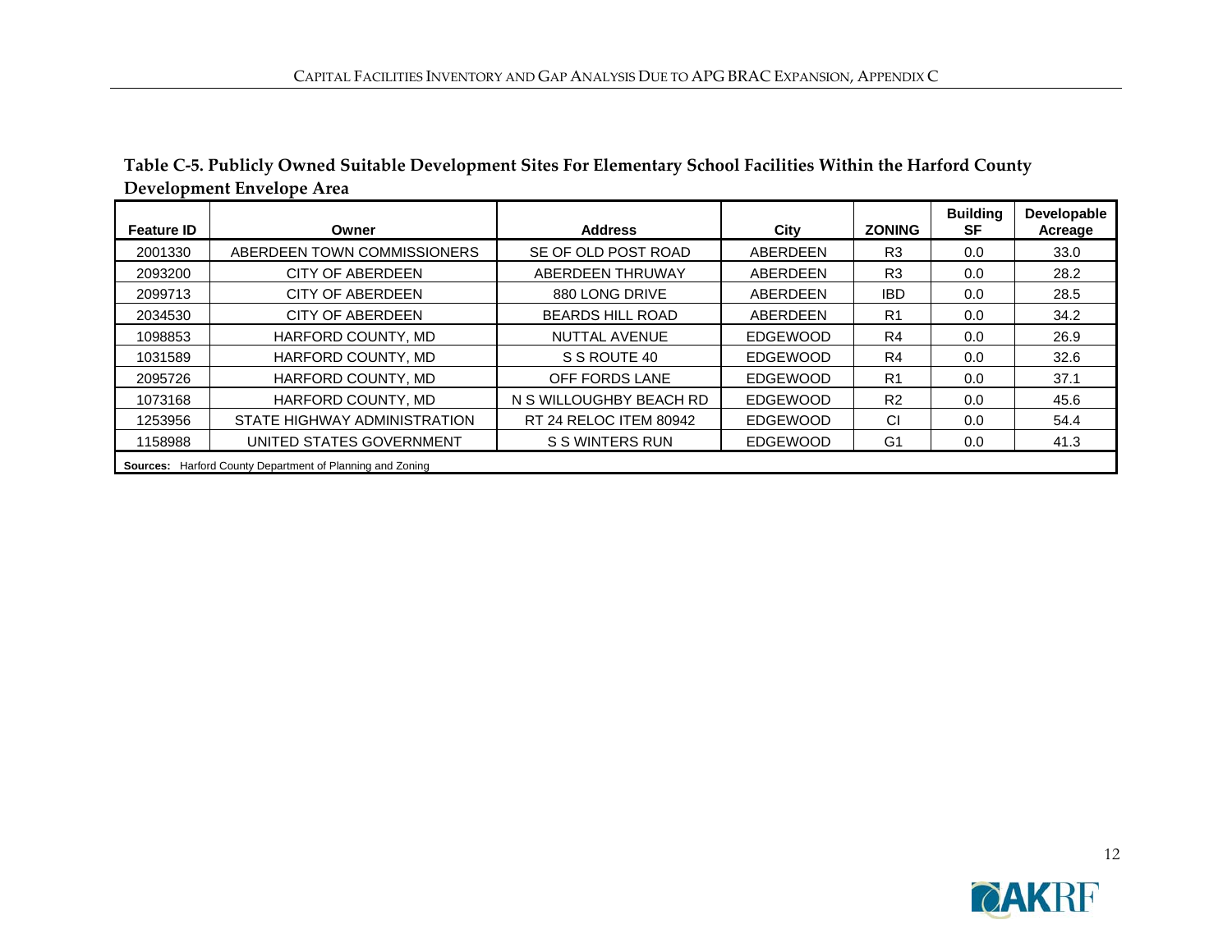**Table C-5. Publicly Owned Suitable Development Sites For Elementary School Facilities Within the Harford County Development Envelope Area**

| Feature ID | Owner | Address | City | ZONING | Building SF | Developable Acreage |
|---|---|---|---|---|---|---|
| 2001330 | ABERDEEN TOWN COMMISSIONERS | SE OF OLD POST ROAD | ABERDEEN | R3 | 0.0 | 33.0 |
| 2093200 | CITY OF ABERDEEN | ABERDEEN THRUWAY | ABERDEEN | R3 | 0.0 | 28.2 |
| 2099713 | CITY OF ABERDEEN | 880 LONG DRIVE | ABERDEEN | IBD | 0.0 | 28.5 |
| 2034530 | CITY OF ABERDEEN | BEARDS HILL ROAD | ABERDEEN | R1 | 0.0 | 34.2 |
| 1098853 | HARFORD COUNTY, MD | NUTTAL AVENUE | EDGEWOOD | R4 | 0.0 | 26.9 |
| 1031589 | HARFORD COUNTY, MD | S S ROUTE 40 | EDGEWOOD | R4 | 0.0 | 32.6 |
| 2095726 | HARFORD COUNTY, MD | OFF FORDS LANE | EDGEWOOD | R1 | 0.0 | 37.1 |
| 1073168 | HARFORD COUNTY, MD | N S WILLOUGHBY BEACH RD | EDGEWOOD | R2 | 0.0 | 45.6 |
| 1253956 | STATE HIGHWAY ADMINISTRATION | RT 24 RELOC ITEM 80942 | EDGEWOOD | CI | 0.0 | 54.4 |
| 1158988 | UNITED STATES GOVERNMENT | S S WINTERS RUN | EDGEWOOD | G1 | 0.0 | 41.3 |

**Sources:** Harford County Department of Planning and Zoning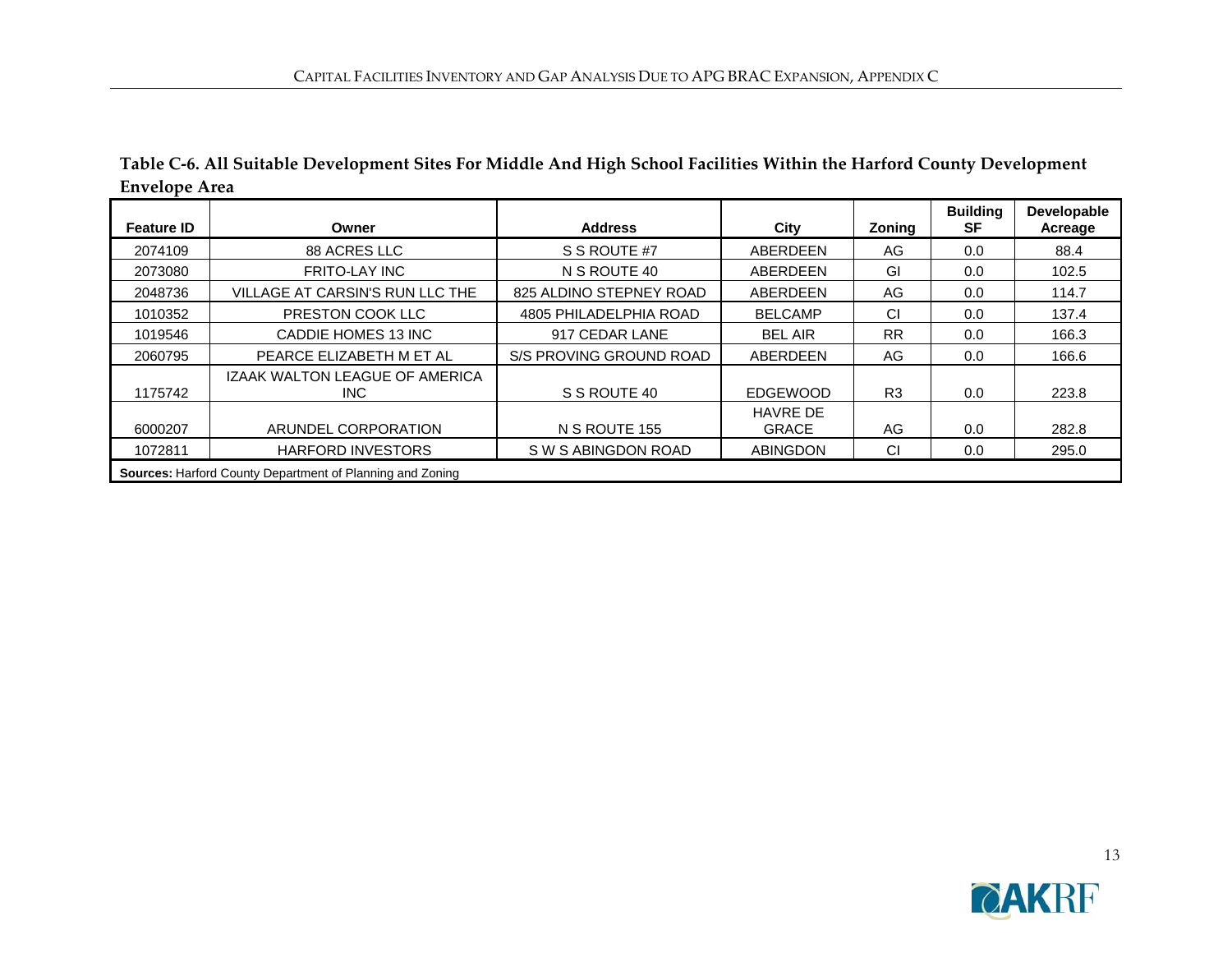**Table C-6. All Suitable Development Sites For Middle And High School Facilities Within the Harford County Development Envelope Area**

| Feature ID | Owner | Address | City | Zoning | Building SF | Developable Acreage |
|---|---|---|---|---|---|---|
| 2074109 | 88 ACRES LLC | S S ROUTE #7 | ABERDEEN | AG | 0.0 | 88.4 |
| 2073080 | FRITO-LAY INC | N S ROUTE 40 | ABERDEEN | GI | 0.0 | 102.5 |
| 2048736 | VILLAGE AT CARSIN'S RUN LLC THE | 825 ALDINO STEPNEY ROAD | ABERDEEN | AG | 0.0 | 114.7 |
| 1010352 | PRESTON COOK LLC | 4805 PHILADELPHIA ROAD | BELCAMP | CI | 0.0 | 137.4 |
| 1019546 | CADDIE HOMES 13 INC | 917 CEDAR LANE | BEL AIR | RR | 0.0 | 166.3 |
| 2060795 | PEARCE ELIZABETH M ET AL | S/S PROVING GROUND ROAD | ABERDEEN | AG | 0.0 | 166.6 |
| 1175742 | IZAAK WALTON LEAGUE OF AMERICA INC | S S ROUTE 40 | EDGEWOOD | R3 | 0.0 | 223.8 |
| 6000207 | ARUNDEL CORPORATION | N S ROUTE 155 | HAVRE DE GRACE | AG | 0.0 | 282.8 |
| 1072811 | HARFORD INVESTORS | S W S ABINGDON ROAD | ABINGDON | CI | 0.0 | 295.0 |

**Sources:** Harford County Department of Planning and Zoning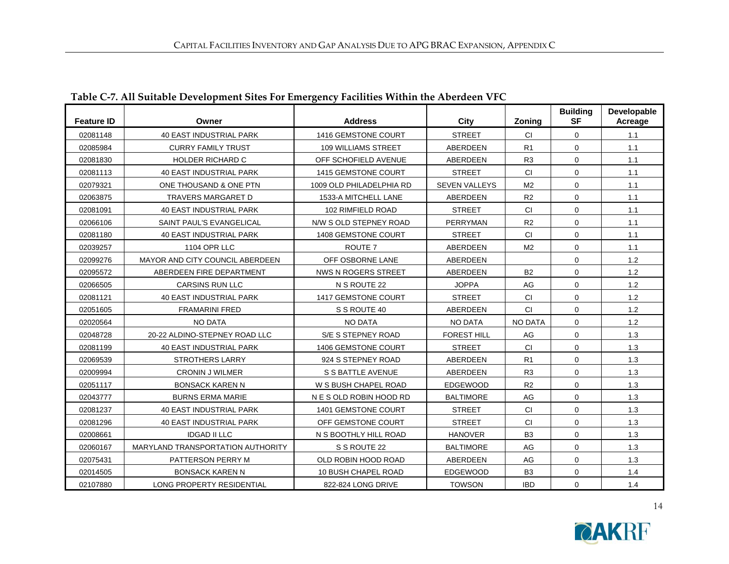**Table C-7. All Suitable Development Sites For Emergency Facilities Within the Aberdeen VFC**

| Feature ID | Owner | Address | City | Zoning | Building SF | Developable Acreage |
|---|---|---|---|---|---|---|
| 02081148 | 40 EAST INDUSTRIAL PARK | 1416 GEMSTONE COURT | STREET | CI | 0 | 1.1 |
| 02085984 | CURRY FAMILY TRUST | 109 WILLIAMS STREET | ABERDEEN | R1 | 0 | 1.1 |
| 02081830 | HOLDER RICHARD C | OFF SCHOFIELD AVENUE | ABERDEEN | R3 | 0 | 1.1 |
| 02081113 | 40 EAST INDUSTRIAL PARK | 1415 GEMSTONE COURT | STREET | CI | 0 | 1.1 |
| 02079321 | ONE THOUSAND & ONE PTN | 1009 OLD PHILADELPHIA RD | SEVEN VALLEYS | M2 | 0 | 1.1 |
| 02063875 | TRAVERS MARGARET D | 1533-A MITCHELL LANE | ABERDEEN | R2 | 0 | 1.1 |
| 02081091 | 40 EAST INDUSTRIAL PARK | 102 RIMFIELD ROAD | STREET | CI | 0 | 1.1 |
| 02066106 | SAINT PAUL'S EVANGELICAL | N/W S OLD STEPNEY ROAD | PERRYMAN | R2 | 0 | 1.1 |
| 02081180 | 40 EAST INDUSTRIAL PARK | 1408 GEMSTONE COURT | STREET | CI | 0 | 1.1 |
| 02039257 | 1104 OPR LLC | ROUTE 7 | ABERDEEN | M2 | 0 | 1.1 |
| 02099276 | MAYOR AND CITY COUNCIL ABERDEEN | OFF OSBORNE LANE | ABERDEEN | | 0 | 1.2 |
| 02095572 | ABERDEEN FIRE DEPARTMENT | NWS N ROGERS STREET | ABERDEEN | B2 | 0 | 1.2 |
| 02066505 | CARSINS RUN LLC | N S ROUTE 22 | JOPPA | AG | 0 | 1.2 |
| 02081121 | 40 EAST INDUSTRIAL PARK | 1417 GEMSTONE COURT | STREET | CI | 0 | 1.2 |
| 02051605 | FRAMARINI FRED | S S ROUTE 40 | ABERDEEN | CI | 0 | 1.2 |
| 02020564 | NO DATA | NO DATA | NO DATA | NO DATA | 0 | 1.2 |
| 02048728 | 20-22 ALDINO-STEPNEY ROAD LLC | S/E S STEPNEY ROAD | FOREST HILL | AG | 0 | 1.3 |
| 02081199 | 40 EAST INDUSTRIAL PARK | 1406 GEMSTONE COURT | STREET | CI | 0 | 1.3 |
| 02069539 | STROTHERS LARRY | 924 S STEPNEY ROAD | ABERDEEN | R1 | 0 | 1.3 |
| 02009994 | CRONIN J WILMER | S S BATTLE AVENUE | ABERDEEN | R3 | 0 | 1.3 |
| 02051117 | BONSACK KAREN N | W S BUSH CHAPEL ROAD | EDGEWOOD | R2 | 0 | 1.3 |
| 02043777 | BURNS ERMA MARIE | N E S OLD ROBIN HOOD RD | BALTIMORE | AG | 0 | 1.3 |
| 02081237 | 40 EAST INDUSTRIAL PARK | 1401 GEMSTONE COURT | STREET | CI | 0 | 1.3 |
| 02081296 | 40 EAST INDUSTRIAL PARK | OFF GEMSTONE COURT | STREET | CI | 0 | 1.3 |
| 02008661 | IDGAD II LLC | N S BOOTHLY HILL ROAD | HANOVER | B3 | 0 | 1.3 |
| 02060167 | MARYLAND TRANSPORTATION AUTHORITY | S S ROUTE 22 | BALTIMORE | AG | 0 | 1.3 |
| 02075431 | PATTERSON PERRY M | OLD ROBIN HOOD ROAD | ABERDEEN | AG | 0 | 1.3 |
| 02014505 | BONSACK KAREN N | 10 BUSH CHAPEL ROAD | EDGEWOOD | B3 | 0 | 1.4 |
| 02107880 | LONG PROPERTY RESIDENTIAL | 822-824 LONG DRIVE | TOWSON | IBD | 0 | 1.4 |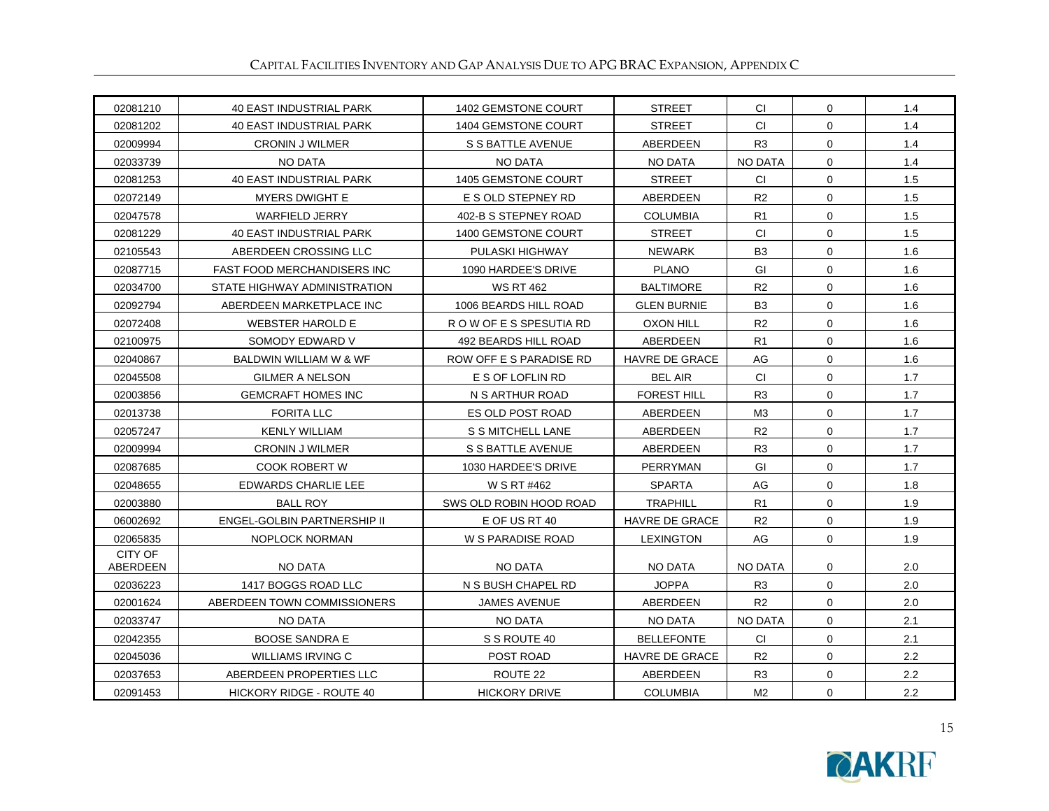| 02081210 | 40 EAST INDUSTRIAL PARK | 1402 GEMSTONE COURT | STREET | CI | 0 | 1.4 |
|---|---|---|---|---|---|---|
| 02081202 | 40 EAST INDUSTRIAL PARK | 1404 GEMSTONE COURT | STREET | CI | 0 | 1.4 |
| 02009994 | CRONIN J WILMER | S S BATTLE AVENUE | ABERDEEN | R3 | 0 | 1.4 |
| 02033739 | NO DATA | NO DATA | NO DATA | NO DATA | 0 | 1.4 |
| 02081253 | 40 EAST INDUSTRIAL PARK | 1405 GEMSTONE COURT | STREET | CI | 0 | 1.5 |
| 02072149 | MYERS DWIGHT E | E S OLD STEPNEY RD | ABERDEEN | R2 | 0 | 1.5 |
| 02047578 | WARFIELD JERRY | 402-B S STEPNEY ROAD | COLUMBIA | R1 | 0 | 1.5 |
| 02081229 | 40 EAST INDUSTRIAL PARK | 1400 GEMSTONE COURT | STREET | CI | 0 | 1.5 |
| 02105543 | ABERDEEN CROSSING LLC | PULASKI HIGHWAY | NEWARK | B3 | 0 | 1.6 |
| 02087715 | FAST FOOD MERCHANDISERS INC | 1090 HARDEE'S DRIVE | PLANO | GI | 0 | 1.6 |
| 02034700 | STATE HIGHWAY ADMINISTRATION | WS RT 462 | BALTIMORE | R2 | 0 | 1.6 |
| 02092794 | ABERDEEN MARKETPLACE INC | 1006 BEARDS HILL ROAD | GLEN BURNIE | B3 | 0 | 1.6 |
| 02072408 | WEBSTER HAROLD E | R O W OF E S SPESUTIA RD | OXON HILL | R2 | 0 | 1.6 |
| 02100975 | SOMODY EDWARD V | 492 BEARDS HILL ROAD | ABERDEEN | R1 | 0 | 1.6 |
| 02040867 | BALDWIN WILLIAM W & WF | ROW OFF E S PARADISE RD | HAVRE DE GRACE | AG | 0 | 1.6 |
| 02045508 | GILMER A NELSON | E S OF LOFLIN RD | BEL AIR | CI | 0 | 1.7 |
| 02003856 | GEMCRAFT HOMES INC | N S ARTHUR ROAD | FOREST HILL | R3 | 0 | 1.7 |
| 02013738 | FORITA LLC | ES OLD POST ROAD | ABERDEEN | M3 | 0 | 1.7 |
| 02057247 | KENLY WILLIAM | S S MITCHELL LANE | ABERDEEN | R2 | 0 | 1.7 |
| 02009994 | CRONIN J WILMER | S S BATTLE AVENUE | ABERDEEN | R3 | 0 | 1.7 |
| 02087685 | COOK ROBERT W | 1030 HARDEE'S DRIVE | PERRYMAN | GI | 0 | 1.7 |
| 02048655 | EDWARDS CHARLIE LEE | W S RT #462 | SPARTA | AG | 0 | 1.8 |
| 02003880 | BALL ROY | SWS OLD ROBIN HOOD ROAD | TRAPHILL | R1 | 0 | 1.9 |
| 06002692 | ENGEL-GOLBIN PARTNERSHIP II | E OF US RT 40 | HAVRE DE GRACE | R2 | 0 | 1.9 |
| 02065835 | NOPLOCK NORMAN | W S PARADISE ROAD | LEXINGTON | AG | 0 | 1.9 |
| CITY OF ABERDEEN | NO DATA | NO DATA | NO DATA | NO DATA | 0 | 2.0 |
| 02036223 | 1417 BOGGS ROAD LLC | N S BUSH CHAPEL RD | JOPPA | R3 | 0 | 2.0 |
| 02001624 | ABERDEEN TOWN COMMISSIONERS | JAMES AVENUE | ABERDEEN | R2 | 0 | 2.0 |
| 02033747 | NO DATA | NO DATA | NO DATA | NO DATA | 0 | 2.1 |
| 02042355 | BOOSE SANDRA E | S S ROUTE 40 | BELLEFONTE | CI | 0 | 2.1 |
| 02045036 | WILLIAMS IRVING C | POST ROAD | HAVRE DE GRACE | R2 | 0 | 2.2 |
| 02037653 | ABERDEEN PROPERTIES LLC | ROUTE 22 | ABERDEEN | R3 | 0 | 2.2 |
| 02091453 | HICKORY RIDGE - ROUTE 40 | HICKORY DRIVE | COLUMBIA | M2 | 0 | 2.2 |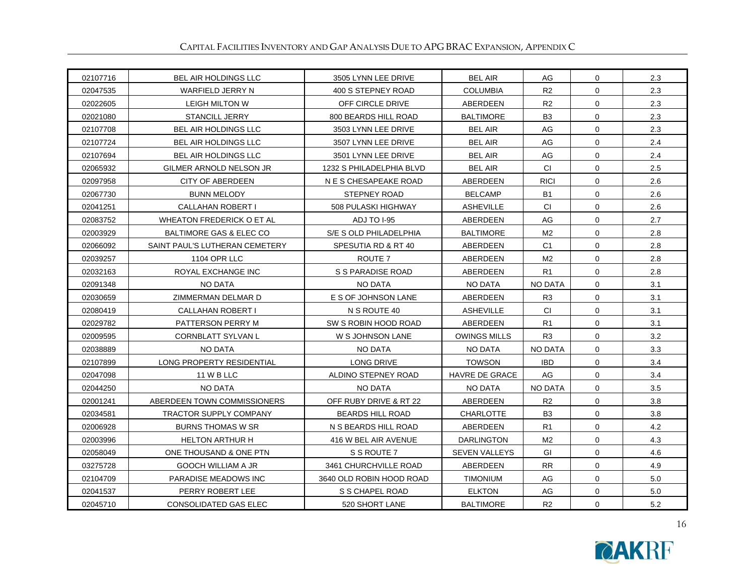| 02107716 | BEL AIR HOLDINGS LLC | 3505 LYNN LEE DRIVE | BEL AIR | AG | 0 | 2.3 |
|---|---|---|---|---|---|---|
| 02047535 | WARFIELD JERRY N | 400 S STEPNEY ROAD | COLUMBIA | R2 | 0 | 2.3 |
| 02022605 | LEIGH MILTON W | OFF CIRCLE DRIVE | ABERDEEN | R2 | 0 | 2.3 |
| 02021080 | STANCILL JERRY | 800 BEARDS HILL ROAD | BALTIMORE | B3 | 0 | 2.3 |
| 02107708 | BEL AIR HOLDINGS LLC | 3503 LYNN LEE DRIVE | BEL AIR | AG | 0 | 2.3 |
| 02107724 | BEL AIR HOLDINGS LLC | 3507 LYNN LEE DRIVE | BEL AIR | AG | 0 | 2.4 |
| 02107694 | BEL AIR HOLDINGS LLC | 3501 LYNN LEE DRIVE | BEL AIR | AG | 0 | 2.4 |
| 02065932 | GILMER ARNOLD NELSON JR | 1232 S PHILADELPHIA BLVD | BEL AIR | CI | 0 | 2.5 |
| 02097958 | CITY OF ABERDEEN | N E S CHESAPEAKE ROAD | ABERDEEN | RICI | 0 | 2.6 |
| 02067730 | BUNN MELODY | STEPNEY ROAD | BELCAMP | B1 | 0 | 2.6 |
| 02041251 | CALLAHAN ROBERT I | 508 PULASKI HIGHWAY | ASHEVILLE | CI | 0 | 2.6 |
| 02083752 | WHEATON FREDERICK O ET AL | ADJ TO I-95 | ABERDEEN | AG | 0 | 2.7 |
| 02003929 | BALTIMORE GAS & ELEC CO | S/E S OLD PHILADELPHIA | BALTIMORE | M2 | 0 | 2.8 |
| 02066092 | SAINT PAUL'S LUTHERAN CEMETERY | SPESUTIA RD & RT 40 | ABERDEEN | C1 | 0 | 2.8 |
| 02039257 | 1104 OPR LLC | ROUTE 7 | ABERDEEN | M2 | 0 | 2.8 |
| 02032163 | ROYAL EXCHANGE INC | S S PARADISE ROAD | ABERDEEN | R1 | 0 | 2.8 |
| 02091348 | NO DATA | NO DATA | NO DATA | NO DATA | 0 | 3.1 |
| 02030659 | ZIMMERMAN DELMAR D | E S OF JOHNSON LANE | ABERDEEN | R3 | 0 | 3.1 |
| 02080419 | CALLAHAN ROBERT I | N S ROUTE 40 | ASHEVILLE | CI | 0 | 3.1 |
| 02029782 | PATTERSON PERRY M | SW S ROBIN HOOD ROAD | ABERDEEN | R1 | 0 | 3.1 |
| 02009595 | CORNBLATT SYLVAN L | W S JOHNSON LANE | OWINGS MILLS | R3 | 0 | 3.2 |
| 02038889 | NO DATA | NO DATA | NO DATA | NO DATA | 0 | 3.3 |
| 02107899 | LONG PROPERTY RESIDENTIAL | LONG DRIVE | TOWSON | IBD | 0 | 3.4 |
| 02047098 | 11 W B LLC | ALDINO STEPNEY ROAD | HAVRE DE GRACE | AG | 0 | 3.4 |
| 02044250 | NO DATA | NO DATA | NO DATA | NO DATA | 0 | 3.5 |
| 02001241 | ABERDEEN TOWN COMMISSIONERS | OFF RUBY DRIVE & RT 22 | ABERDEEN | R2 | 0 | 3.8 |
| 02034581 | TRACTOR SUPPLY COMPANY | BEARDS HILL ROAD | CHARLOTTE | B3 | 0 | 3.8 |
| 02006928 | BURNS THOMAS W SR | N S BEARDS HILL ROAD | ABERDEEN | R1 | 0 | 4.2 |
| 02003996 | HELTON ARTHUR H | 416 W BEL AIR AVENUE | DARLINGTON | M2 | 0 | 4.3 |
| 02058049 | ONE THOUSAND & ONE PTN | S S ROUTE 7 | SEVEN VALLEYS | GI | 0 | 4.6 |
| 03275728 | GOOCH WILLIAM A JR | 3461 CHURCHVILLE ROAD | ABERDEEN | RR | 0 | 4.9 |
| 02104709 | PARADISE MEADOWS INC | 3640 OLD ROBIN HOOD ROAD | TIMONIUM | AG | 0 | 5.0 |
| 02041537 | PERRY ROBERT LEE | S S CHAPEL ROAD | ELKTON | AG | 0 | 5.0 |
| 02045710 | CONSOLIDATED GAS ELEC | 520 SHORT LANE | BALTIMORE | R2 | 0 | 5.2 |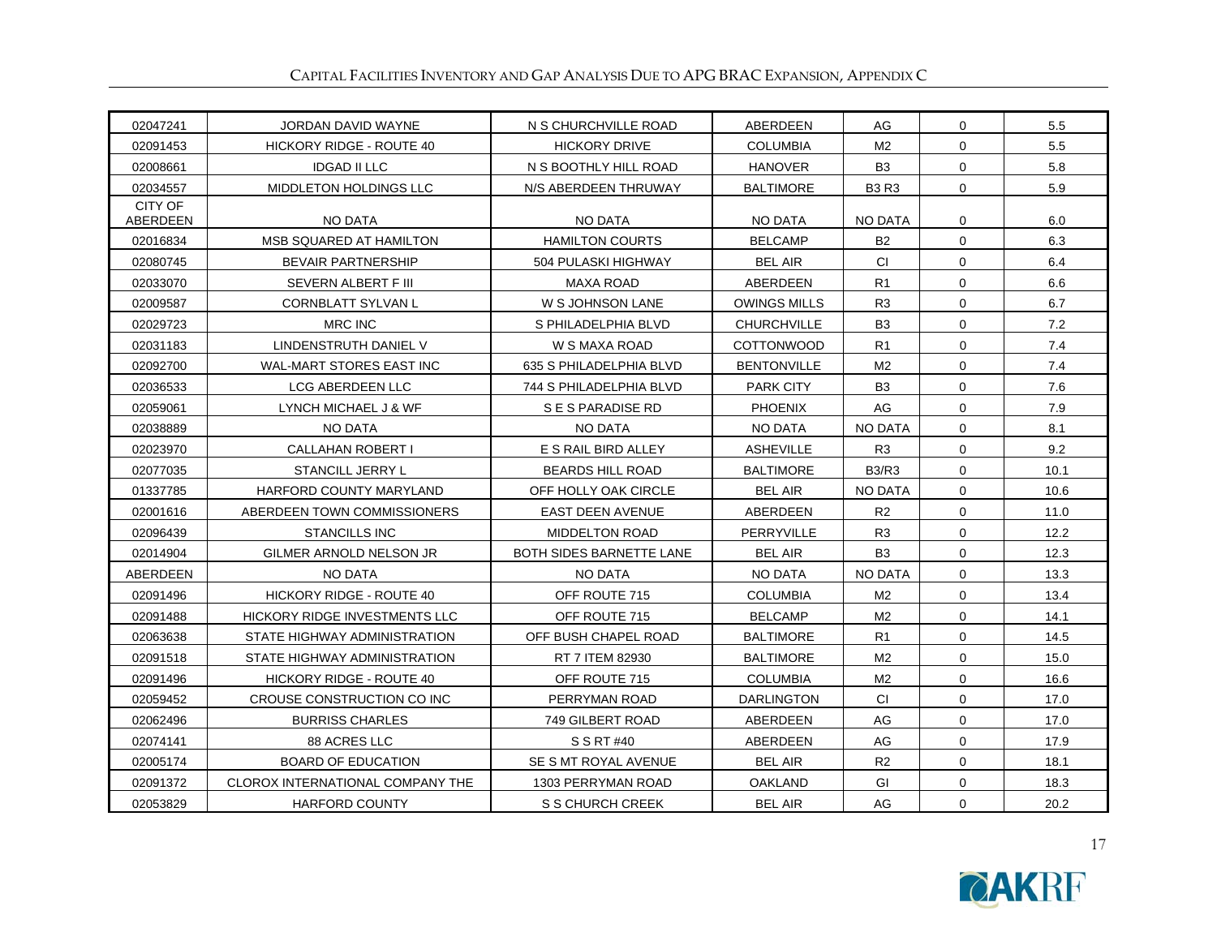| | | | | | | |
|---|---|---|---|---|---|---|
| 02047241 | JORDAN DAVID WAYNE | N S CHURCHVILLE ROAD | ABERDEEN | AG | 0 | 5.5 |
| 02091453 | HICKORY RIDGE - ROUTE 40 | HICKORY DRIVE | COLUMBIA | M2 | 0 | 5.5 |
| 02008661 | IDGAD II LLC | N S BOOTHLY HILL ROAD | HANOVER | B3 | 0 | 5.8 |
| 02034557 | MIDDLETON HOLDINGS LLC | N/S ABERDEEN THRUWAY | BALTIMORE | B3 R3 | 0 | 5.9 |
| CITY OF ABERDEEN | NO DATA | NO DATA | NO DATA | NO DATA | 0 | 6.0 |
| 02016834 | MSB SQUARED AT HAMILTON | HAMILTON COURTS | BELCAMP | B2 | 0 | 6.3 |
| 02080745 | BEVAIR PARTNERSHIP | 504 PULASKI HIGHWAY | BEL AIR | CI | 0 | 6.4 |
| 02033070 | SEVERN ALBERT F III | MAXA ROAD | ABERDEEN | R1 | 0 | 6.6 |
| 02009587 | CORNBLATT SYLVAN L | W S JOHNSON LANE | OWINGS MILLS | R3 | 0 | 6.7 |
| 02029723 | MRC INC | S PHILADELPHIA BLVD | CHURCHVILLE | B3 | 0 | 7.2 |
| 02031183 | LINDENSTRUTH DANIEL V | W S MAXA ROAD | COTTONWOOD | R1 | 0 | 7.4 |
| 02092700 | WAL-MART STORES EAST INC | 635 S PHILADELPHIA BLVD | BENTONVILLE | M2 | 0 | 7.4 |
| 02036533 | LCG ABERDEEN LLC | 744 S PHILADELPHIA BLVD | PARK CITY | B3 | 0 | 7.6 |
| 02059061 | LYNCH MICHAEL J & WF | S E S PARADISE RD | PHOENIX | AG | 0 | 7.9 |
| 02038889 | NO DATA | NO DATA | NO DATA | NO DATA | 0 | 8.1 |
| 02023970 | CALLAHAN ROBERT I | E S RAIL BIRD ALLEY | ASHEVILLE | R3 | 0 | 9.2 |
| 02077035 | STANCILL JERRY L | BEARDS HILL ROAD | BALTIMORE | B3/R3 | 0 | 10.1 |
| 01337785 | HARFORD COUNTY MARYLAND | OFF HOLLY OAK CIRCLE | BEL AIR | NO DATA | 0 | 10.6 |
| 02001616 | ABERDEEN TOWN COMMISSIONERS | EAST DEEN AVENUE | ABERDEEN | R2 | 0 | 11.0 |
| 02096439 | STANCILLS INC | MIDDELTON ROAD | PERRYVILLE | R3 | 0 | 12.2 |
| 02014904 | GILMER ARNOLD NELSON JR | BOTH SIDES BARNETTE LANE | BEL AIR | B3 | 0 | 12.3 |
| ABERDEEN | NO DATA | NO DATA | NO DATA | NO DATA | 0 | 13.3 |
| 02091496 | HICKORY RIDGE - ROUTE 40 | OFF ROUTE 715 | COLUMBIA | M2 | 0 | 13.4 |
| 02091488 | HICKORY RIDGE INVESTMENTS LLC | OFF ROUTE 715 | BELCAMP | M2 | 0 | 14.1 |
| 02063638 | STATE HIGHWAY ADMINISTRATION | OFF BUSH CHAPEL ROAD | BALTIMORE | R1 | 0 | 14.5 |
| 02091518 | STATE HIGHWAY ADMINISTRATION | RT 7 ITEM 82930 | BALTIMORE | M2 | 0 | 15.0 |
| 02091496 | HICKORY RIDGE - ROUTE 40 | OFF ROUTE 715 | COLUMBIA | M2 | 0 | 16.6 |
| 02059452 | CROUSE CONSTRUCTION CO INC | PERRYMAN ROAD | DARLINGTON | CI | 0 | 17.0 |
| 02062496 | BURRISS CHARLES | 749 GILBERT ROAD | ABERDEEN | AG | 0 | 17.0 |
| 02074141 | 88 ACRES LLC | S S RT #40 | ABERDEEN | AG | 0 | 17.9 |
| 02005174 | BOARD OF EDUCATION | SE S MT ROYAL AVENUE | BEL AIR | R2 | 0 | 18.1 |
| 02091372 | CLOROX INTERNATIONAL COMPANY THE | 1303 PERRYMAN ROAD | OAKLAND | GI | 0 | 18.3 |
| 02053829 | HARFORD COUNTY | S S CHURCH CREEK | BEL AIR | AG | 0 | 20.2 |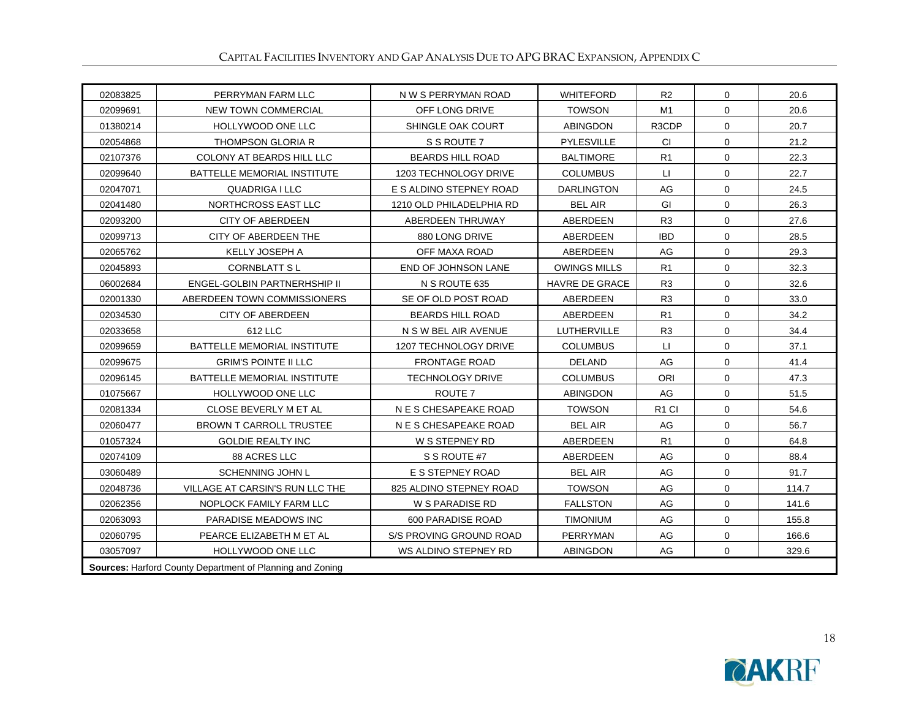| | | | | | | |
|---|---|---|---|---|---|---|
| 02083825 | PERRYMAN FARM LLC | N W S PERRYMAN ROAD | WHITEFORD | R2 | 0 | 20.6 |
| 02099691 | NEW TOWN COMMERCIAL | OFF LONG DRIVE | TOWSON | M1 | 0 | 20.6 |
| 01380214 | HOLLYWOOD ONE LLC | SHINGLE OAK COURT | ABINGDON | R3CDP | 0 | 20.7 |
| 02054868 | THOMPSON GLORIA R | S S ROUTE 7 | PYLESVILLE | CI | 0 | 21.2 |
| 02107376 | COLONY AT BEARDS HILL LLC | BEARDS HILL ROAD | BALTIMORE | R1 | 0 | 22.3 |
| 02099640 | BATTELLE MEMORIAL INSTITUTE | 1203 TECHNOLOGY DRIVE | COLUMBUS | LI | 0 | 22.7 |
| 02047071 | QUADRIGA I LLC | E S ALDINO STEPNEY ROAD | DARLINGTON | AG | 0 | 24.5 |
| 02041480 | NORTHCROSS EAST LLC | 1210 OLD PHILADELPHIA RD | BEL AIR | GI | 0 | 26.3 |
| 02093200 | CITY OF ABERDEEN | ABERDEEN THRUWAY | ABERDEEN | R3 | 0 | 27.6 |
| 02099713 | CITY OF ABERDEEN THE | 880 LONG DRIVE | ABERDEEN | IBD | 0 | 28.5 |
| 02065762 | KELLY JOSEPH A | OFF MAXA ROAD | ABERDEEN | AG | 0 | 29.3 |
| 02045893 | CORNBLATT S L | END OF JOHNSON LANE | OWINGS MILLS | R1 | 0 | 32.3 |
| 06002684 | ENGEL-GOLBIN PARTNERHSHIP II | N S ROUTE 635 | HAVRE DE GRACE | R3 | 0 | 32.6 |
| 02001330 | ABERDEEN TOWN COMMISSIONERS | SE OF OLD POST ROAD | ABERDEEN | R3 | 0 | 33.0 |
| 02034530 | CITY OF ABERDEEN | BEARDS HILL ROAD | ABERDEEN | R1 | 0 | 34.2 |
| 02033658 | 612 LLC | N S W BEL AIR AVENUE | LUTHERVILLE | R3 | 0 | 34.4 |
| 02099659 | BATTELLE MEMORIAL INSTITUTE | 1207 TECHNOLOGY DRIVE | COLUMBUS | LI | 0 | 37.1 |
| 02099675 | GRIM'S POINTE II LLC | FRONTAGE ROAD | DELAND | AG | 0 | 41.4 |
| 02096145 | BATTELLE MEMORIAL INSTITUTE | TECHNOLOGY DRIVE | COLUMBUS | ORI | 0 | 47.3 |
| 01075667 | HOLLYWOOD ONE LLC | ROUTE 7 | ABINGDON | AG | 0 | 51.5 |
| 02081334 | CLOSE BEVERLY M ET AL | N E S CHESAPEAKE ROAD | TOWSON | R1 CI | 0 | 54.6 |
| 02060477 | BROWN T CARROLL TRUSTEE | N E S CHESAPEAKE ROAD | BEL AIR | AG | 0 | 56.7 |
| 01057324 | GOLDIE REALTY INC | W S STEPNEY RD | ABERDEEN | R1 | 0 | 64.8 |
| 02074109 | 88 ACRES LLC | S S ROUTE #7 | ABERDEEN | AG | 0 | 88.4 |
| 03060489 | SCHENNING JOHN L | E S STEPNEY ROAD | BEL AIR | AG | 0 | 91.7 |
| 02048736 | VILLAGE AT CARSIN'S RUN LLC THE | 825 ALDINO STEPNEY ROAD | TOWSON | AG | 0 | 114.7 |
| 02062356 | NOPLOCK FAMILY FARM LLC | W S PARADISE RD | FALLSTON | AG | 0 | 141.6 |
| 02063093 | PARADISE MEADOWS INC | 600 PARADISE ROAD | TIMONIUM | AG | 0 | 155.8 |
| 02060795 | PEARCE ELIZABETH M ET AL | S/S PROVING GROUND ROAD | PERRYMAN | AG | 0 | 166.6 |
| 03057097 | HOLLYWOOD ONE LLC | WS ALDINO STEPNEY RD | ABINGDON | AG | 0 | 329.6 |

**Sources:** Harford County Department of Planning and Zoning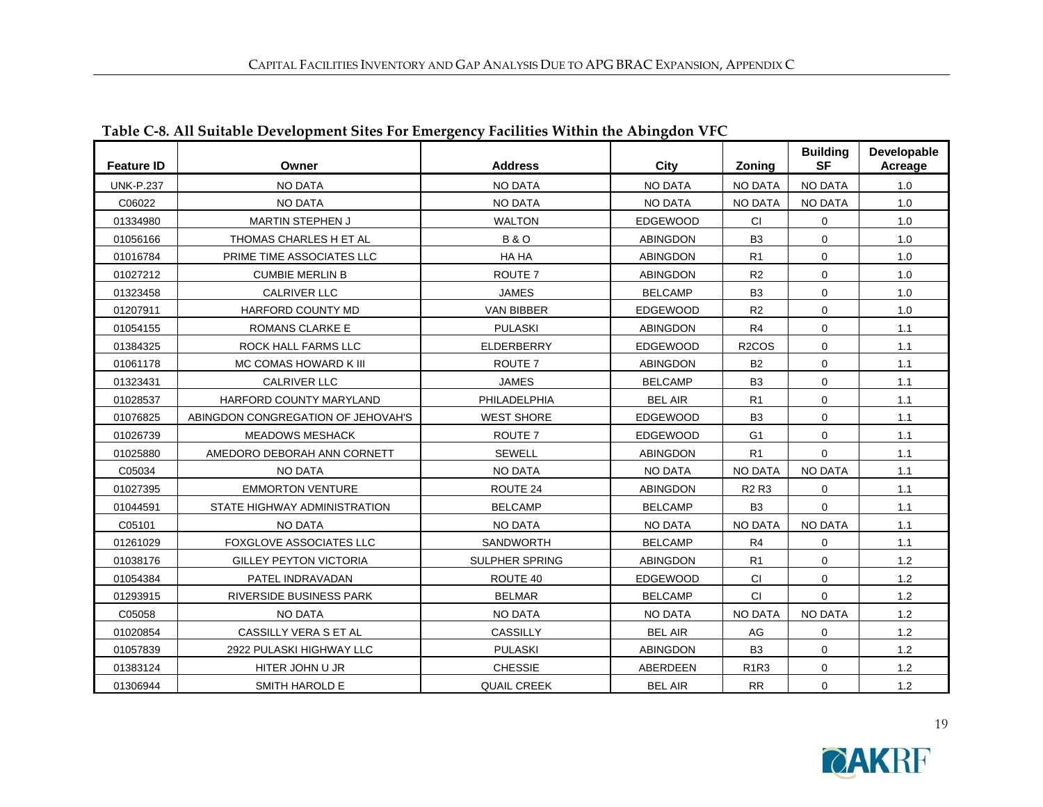**Table C-8. All Suitable Development Sites For Emergency Facilities Within the Abingdon VFC**

| Feature ID | Owner | Address | City | Zoning | Building SF | Developable Acreage |
|---|---|---|---|---|---|---|
| UNK-P.237 | NO DATA | NO DATA | NO DATA | NO DATA | NO DATA | 1.0 |
| C06022 | NO DATA | NO DATA | NO DATA | NO DATA | NO DATA | 1.0 |
| 01334980 | MARTIN STEPHEN J | WALTON | EDGEWOOD | CI | 0 | 1.0 |
| 01056166 | THOMAS CHARLES H ET AL | B & O | ABINGDON | B3 | 0 | 1.0 |
| 01016784 | PRIME TIME ASSOCIATES LLC | HA HA | ABINGDON | R1 | 0 | 1.0 |
| 01027212 | CUMBIE MERLIN B | ROUTE 7 | ABINGDON | R2 | 0 | 1.0 |
| 01323458 | CALRIVER LLC | JAMES | BELCAMP | B3 | 0 | 1.0 |
| 01207911 | HARFORD COUNTY MD | VAN BIBBER | EDGEWOOD | R2 | 0 | 1.0 |
| 01054155 | ROMANS CLARKE E | PULASKI | ABINGDON | R4 | 0 | 1.1 |
| 01384325 | ROCK HALL FARMS LLC | ELDERBERRY | EDGEWOOD | R2COS | 0 | 1.1 |
| 01061178 | MC COMAS HOWARD K III | ROUTE 7 | ABINGDON | B2 | 0 | 1.1 |
| 01323431 | CALRIVER LLC | JAMES | BELCAMP | B3 | 0 | 1.1 |
| 01028537 | HARFORD COUNTY MARYLAND | PHILADELPHIA | BEL AIR | R1 | 0 | 1.1 |
| 01076825 | ABINGDON CONGREGATION OF JEHOVAH'S | WEST SHORE | EDGEWOOD | B3 | 0 | 1.1 |
| 01026739 | MEADOWS MESHACK | ROUTE 7 | EDGEWOOD | G1 | 0 | 1.1 |
| 01025880 | AMEDORO DEBORAH ANN CORNETT | SEWELL | ABINGDON | R1 | 0 | 1.1 |
| C05034 | NO DATA | NO DATA | NO DATA | NO DATA | NO DATA | 1.1 |
| 01027395 | EMMORTON VENTURE | ROUTE 24 | ABINGDON | R2 R3 | 0 | 1.1 |
| 01044591 | STATE HIGHWAY ADMINISTRATION | BELCAMP | BELCAMP | B3 | 0 | 1.1 |
| C05101 | NO DATA | NO DATA | NO DATA | NO DATA | NO DATA | 1.1 |
| 01261029 | FOXGLOVE ASSOCIATES LLC | SANDWORTH | BELCAMP | R4 | 0 | 1.1 |
| 01038176 | GILLEY PEYTON VICTORIA | SULPHER SPRING | ABINGDON | R1 | 0 | 1.2 |
| 01054384 | PATEL INDRAVADAN | ROUTE 40 | EDGEWOOD | CI | 0 | 1.2 |
| 01293915 | RIVERSIDE BUSINESS PARK | BELMAR | BELCAMP | CI | 0 | 1.2 |
| C05058 | NO DATA | NO DATA | NO DATA | NO DATA | NO DATA | 1.2 |
| 01020854 | CASSILLY VERA S ET AL | CASSILLY | BEL AIR | AG | 0 | 1.2 |
| 01057839 | 2922 PULASKI HIGHWAY LLC | PULASKI | ABINGDON | B3 | 0 | 1.2 |
| 01383124 | HITER JOHN U JR | CHESSIE | ABERDEEN | R1R3 | 0 | 1.2 |
| 01306944 | SMITH HAROLD E | QUAIL CREEK | BEL AIR | RR | 0 | 1.2 |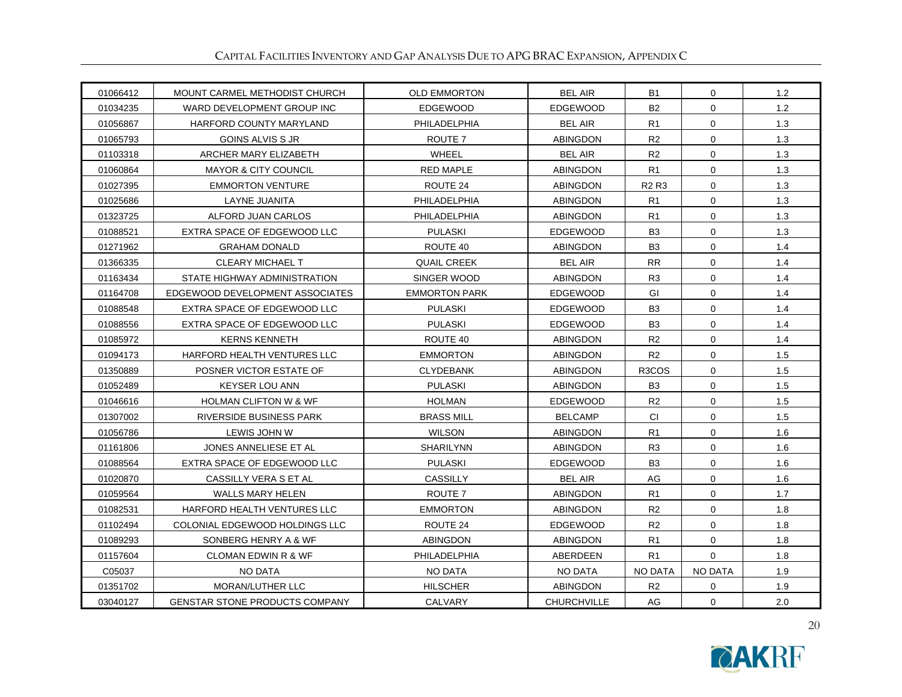| | | | | | | |
|---|---|---|---|---|---|---|
| 01066412 | MOUNT CARMEL METHODIST CHURCH | OLD EMMORTON | BEL AIR | B1 | 0 | 1.2 |
| 01034235 | WARD DEVELOPMENT GROUP INC | EDGEWOOD | EDGEWOOD | B2 | 0 | 1.2 |
| 01056867 | HARFORD COUNTY MARYLAND | PHILADELPHIA | BEL AIR | R1 | 0 | 1.3 |
| 01065793 | GOINS ALVIS S JR | ROUTE 7 | ABINGDON | R2 | 0 | 1.3 |
| 01103318 | ARCHER MARY ELIZABETH | WHEEL | BEL AIR | R2 | 0 | 1.3 |
| 01060864 | MAYOR & CITY COUNCIL | RED MAPLE | ABINGDON | R1 | 0 | 1.3 |
| 01027395 | EMMORTON VENTURE | ROUTE 24 | ABINGDON | R2 R3 | 0 | 1.3 |
| 01025686 | LAYNE JUANITA | PHILADELPHIA | ABINGDON | R1 | 0 | 1.3 |
| 01323725 | ALFORD JUAN CARLOS | PHILADELPHIA | ABINGDON | R1 | 0 | 1.3 |
| 01088521 | EXTRA SPACE OF EDGEWOOD LLC | PULASKI | EDGEWOOD | B3 | 0 | 1.3 |
| 01271962 | GRAHAM DONALD | ROUTE 40 | ABINGDON | B3 | 0 | 1.4 |
| 01366335 | CLEARY MICHAEL T | QUAIL CREEK | BEL AIR | RR | 0 | 1.4 |
| 01163434 | STATE HIGHWAY ADMINISTRATION | SINGER WOOD | ABINGDON | R3 | 0 | 1.4 |
| 01164708 | EDGEWOOD DEVELOPMENT ASSOCIATES | EMMORTON PARK | EDGEWOOD | GI | 0 | 1.4 |
| 01088548 | EXTRA SPACE OF EDGEWOOD LLC | PULASKI | EDGEWOOD | B3 | 0 | 1.4 |
| 01088556 | EXTRA SPACE OF EDGEWOOD LLC | PULASKI | EDGEWOOD | B3 | 0 | 1.4 |
| 01085972 | KERNS KENNETH | ROUTE 40 | ABINGDON | R2 | 0 | 1.4 |
| 01094173 | HARFORD HEALTH VENTURES LLC | EMMORTON | ABINGDON | R2 | 0 | 1.5 |
| 01350889 | POSNER VICTOR ESTATE OF | CLYDEBANK | ABINGDON | R3COS | 0 | 1.5 |
| 01052489 | KEYSER LOU ANN | PULASKI | ABINGDON | B3 | 0 | 1.5 |
| 01046616 | HOLMAN CLIFTON W & WF | HOLMAN | EDGEWOOD | R2 | 0 | 1.5 |
| 01307002 | RIVERSIDE BUSINESS PARK | BRASS MILL | BELCAMP | CI | 0 | 1.5 |
| 01056786 | LEWIS JOHN W | WILSON | ABINGDON | R1 | 0 | 1.6 |
| 01161806 | JONES ANNELIESE ET AL | SHARILYNN | ABINGDON | R3 | 0 | 1.6 |
| 01088564 | EXTRA SPACE OF EDGEWOOD LLC | PULASKI | EDGEWOOD | B3 | 0 | 1.6 |
| 01020870 | CASSILLY VERA S ET AL | CASSILLY | BEL AIR | AG | 0 | 1.6 |
| 01059564 | WALLS MARY HELEN | ROUTE 7 | ABINGDON | R1 | 0 | 1.7 |
| 01082531 | HARFORD HEALTH VENTURES LLC | EMMORTON | ABINGDON | R2 | 0 | 1.8 |
| 01102494 | COLONIAL EDGEWOOD HOLDINGS LLC | ROUTE 24 | EDGEWOOD | R2 | 0 | 1.8 |
| 01089293 | SONBERG HENRY A & WF | ABINGDON | ABINGDON | R1 | 0 | 1.8 |
| 01157604 | CLOMAN EDWIN R & WF | PHILADELPHIA | ABERDEEN | R1 | 0 | 1.8 |
| C05037 | NO DATA | NO DATA | NO DATA | NO DATA | NO DATA | 1.9 |
| 01351702 | MORAN/LUTHER LLC | HILSCHER | ABINGDON | R2 | 0 | 1.9 |
| 03040127 | GENSTAR STONE PRODUCTS COMPANY | CALVARY | CHURCHVILLE | AG | 0 | 2.0 |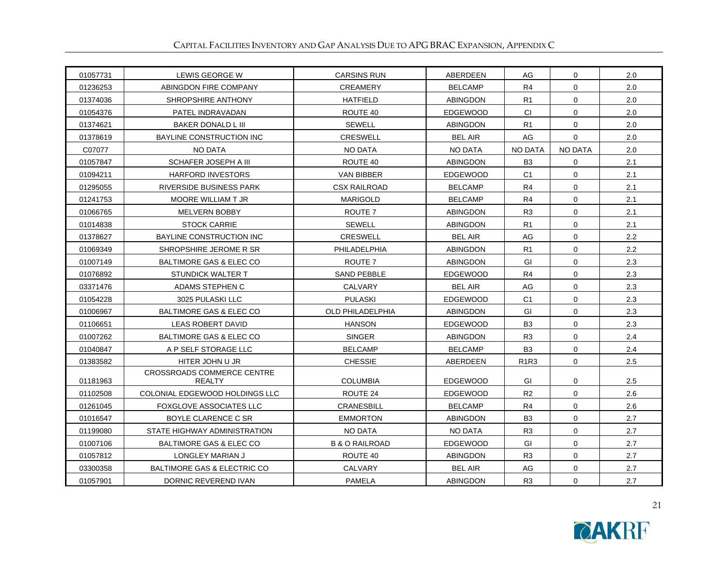| 01057731 | LEWIS GEORGE W | CARSINS RUN | ABERDEEN | AG | 0 | 2.0 |
|---|---|---|---|---|---|---|
| 01236253 | ABINGDON FIRE COMPANY | CREAMERY | BELCAMP | R4 | 0 | 2.0 |
| 01374036 | SHROPSHIRE ANTHONY | HATFIELD | ABINGDON | R1 | 0 | 2.0 |
| 01054376 | PATEL INDRAVADAN | ROUTE 40 | EDGEWOOD | CI | 0 | 2.0 |
| 01374621 | BAKER DONALD L III | SEWELL | ABINGDON | R1 | 0 | 2.0 |
| 01378619 | BAYLINE CONSTRUCTION INC | CRESWELL | BEL AIR | AG | 0 | 2.0 |
| C07077 | NO DATA | NO DATA | NO DATA | NO DATA | NO DATA | 2.0 |
| 01057847 | SCHAFER JOSEPH A III | ROUTE 40 | ABINGDON | B3 | 0 | 2.1 |
| 01094211 | HARFORD INVESTORS | VAN BIBBER | EDGEWOOD | C1 | 0 | 2.1 |
| 01295055 | RIVERSIDE BUSINESS PARK | CSX RAILROAD | BELCAMP | R4 | 0 | 2.1 |
| 01241753 | MOORE WILLIAM T JR | MARIGOLD | BELCAMP | R4 | 0 | 2.1 |
| 01066765 | MELVERN BOBBY | ROUTE 7 | ABINGDON | R3 | 0 | 2.1 |
| 01014838 | STOCK CARRIE | SEWELL | ABINGDON | R1 | 0 | 2.1 |
| 01378627 | BAYLINE CONSTRUCTION INC | CRESWELL | BEL AIR | AG | 0 | 2.2 |
| 01069349 | SHROPSHIRE JEROME R SR | PHILADELPHIA | ABINGDON | R1 | 0 | 2.2 |
| 01007149 | BALTIMORE GAS & ELEC CO | ROUTE 7 | ABINGDON | GI | 0 | 2.3 |
| 01076892 | STUNDICK WALTER T | SAND PEBBLE | EDGEWOOD | R4 | 0 | 2.3 |
| 03371476 | ADAMS STEPHEN C | CALVARY | BEL AIR | AG | 0 | 2.3 |
| 01054228 | 3025 PULASKI LLC | PULASKI | EDGEWOOD | C1 | 0 | 2.3 |
| 01006967 | BALTIMORE GAS & ELEC CO | OLD PHILADELPHIA | ABINGDON | GI | 0 | 2.3 |
| 01106651 | LEAS ROBERT DAVID | HANSON | EDGEWOOD | B3 | 0 | 2.3 |
| 01007262 | BALTIMORE GAS & ELEC CO | SINGER | ABINGDON | R3 | 0 | 2.4 |
| 01040847 | A P SELF STORAGE LLC | BELCAMP | BELCAMP | B3 | 0 | 2.4 |
| 01383582 | HITER JOHN U JR | CHESSIE | ABERDEEN | R1R3 | 0 | 2.5 |
| 01181963 | CROSSROADS COMMERCE CENTRE REALTY | COLUMBIA | EDGEWOOD | GI | 0 | 2.5 |
| 01102508 | COLONIAL EDGEWOOD HOLDINGS LLC | ROUTE 24 | EDGEWOOD | R2 | 0 | 2.6 |
| 01261045 | FOXGLOVE ASSOCIATES LLC | CRANESBILL | BELCAMP | R4 | 0 | 2.6 |
| 01016547 | BOYLE CLARENCE C SR | EMMORTON | ABINGDON | B3 | 0 | 2.7 |
| 01199080 | STATE HIGHWAY ADMINISTRATION | NO DATA | NO DATA | R3 | 0 | 2.7 |
| 01007106 | BALTIMORE GAS & ELEC CO | B & O RAILROAD | EDGEWOOD | GI | 0 | 2.7 |
| 01057812 | LONGLEY MARIAN J | ROUTE 40 | ABINGDON | R3 | 0 | 2.7 |
| 03300358 | BALTIMORE GAS & ELECTRIC CO | CALVARY | BEL AIR | AG | 0 | 2.7 |
| 01057901 | DORNIC REVEREND IVAN | PAMELA | ABINGDON | R3 | 0 | 2.7 |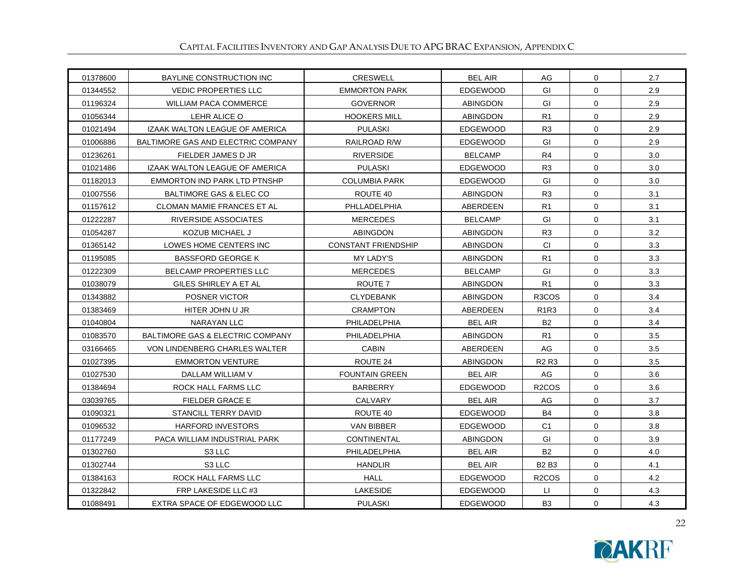| | | | | | | |
|---|---|---|---|---|---|---|
| 01378600 | BAYLINE CONSTRUCTION INC | CRESWELL | BEL AIR | AG | 0 | 2.7 |
| 01344552 | VEDIC PROPERTIES LLC | EMMORTON PARK | EDGEWOOD | GI | 0 | 2.9 |
| 01196324 | WILLIAM PACA COMMERCE | GOVERNOR | ABINGDON | GI | 0 | 2.9 |
| 01056344 | LEHR ALICE O | HOOKERS MILL | ABINGDON | R1 | 0 | 2.9 |
| 01021494 | IZAAK WALTON LEAGUE OF AMERICA | PULASKI | EDGEWOOD | R3 | 0 | 2.9 |
| 01006886 | BALTIMORE GAS AND ELECTRIC COMPANY | RAILROAD R/W | EDGEWOOD | GI | 0 | 2.9 |
| 01236261 | FIELDER JAMES D JR | RIVERSIDE | BELCAMP | R4 | 0 | 3.0 |
| 01021486 | IZAAK WALTON LEAGUE OF AMERICA | PULASKI | EDGEWOOD | R3 | 0 | 3.0 |
| 01182013 | EMMORTON IND PARK LTD PTNSHP | COLUMBIA PARK | EDGEWOOD | GI | 0 | 3.0 |
| 01007556 | BALTIMORE GAS & ELEC CO | ROUTE 40 | ABINGDON | R3 | 0 | 3.1 |
| 01157612 | CLOMAN MAMIE FRANCES ET AL | PHLLADELPHIA | ABERDEEN | R1 | 0 | 3.1 |
| 01222287 | RIVERSIDE ASSOCIATES | MERCEDES | BELCAMP | GI | 0 | 3.1 |
| 01054287 | KOZUB MICHAEL J | ABINGDON | ABINGDON | R3 | 0 | 3.2 |
| 01365142 | LOWES HOME CENTERS INC | CONSTANT FRIENDSHIP | ABINGDON | CI | 0 | 3.3 |
| 01195085 | BASSFORD GEORGE K | MY LADY'S | ABINGDON | R1 | 0 | 3.3 |
| 01222309 | BELCAMP PROPERTIES LLC | MERCEDES | BELCAMP | GI | 0 | 3.3 |
| 01038079 | GILES SHIRLEY A ET AL | ROUTE 7 | ABINGDON | R1 | 0 | 3.3 |
| 01343882 | POSNER VICTOR | CLYDEBANK | ABINGDON | R3COS | 0 | 3.4 |
| 01383469 | HITER JOHN U JR | CRAMPTON | ABERDEEN | R1R3 | 0 | 3.4 |
| 01040804 | NARAYAN LLC | PHILADELPHIA | BEL AIR | B2 | 0 | 3.4 |
| 01083570 | BALTIMORE GAS & ELECTRIC COMPANY | PHILADELPHIA | ABINGDON | R1 | 0 | 3.5 |
| 03166465 | VON LINDENBERG CHARLES WALTER | CABIN | ABERDEEN | AG | 0 | 3.5 |
| 01027395 | EMMORTON VENTURE | ROUTE 24 | ABINGDON | R2 R3 | 0 | 3.5 |
| 01027530 | DALLAM WILLIAM V | FOUNTAIN GREEN | BEL AIR | AG | 0 | 3.6 |
| 01384694 | ROCK HALL FARMS LLC | BARBERRY | EDGEWOOD | R2COS | 0 | 3.6 |
| 03039765 | FIELDER GRACE E | CALVARY | BEL AIR | AG | 0 | 3.7 |
| 01090321 | STANCILL TERRY DAVID | ROUTE 40 | EDGEWOOD | B4 | 0 | 3.8 |
| 01096532 | HARFORD INVESTORS | VAN BIBBER | EDGEWOOD | C1 | 0 | 3.8 |
| 01177249 | PACA WILLIAM INDUSTRIAL PARK | CONTINENTAL | ABINGDON | GI | 0 | 3.9 |
| 01302760 | S3 LLC | PHILADELPHIA | BEL AIR | B2 | 0 | 4.0 |
| 01302744 | S3 LLC | HANDLIR | BEL AIR | B2 B3 | 0 | 4.1 |
| 01384163 | ROCK HALL FARMS LLC | HALL | EDGEWOOD | R2COS | 0 | 4.2 |
| 01322842 | FRP LAKESIDE LLC #3 | LAKESIDE | EDGEWOOD | LI | 0 | 4.3 |
| 01088491 | EXTRA SPACE OF EDGEWOOD LLC | PULASKI | EDGEWOOD | B3 | 0 | 4.3 |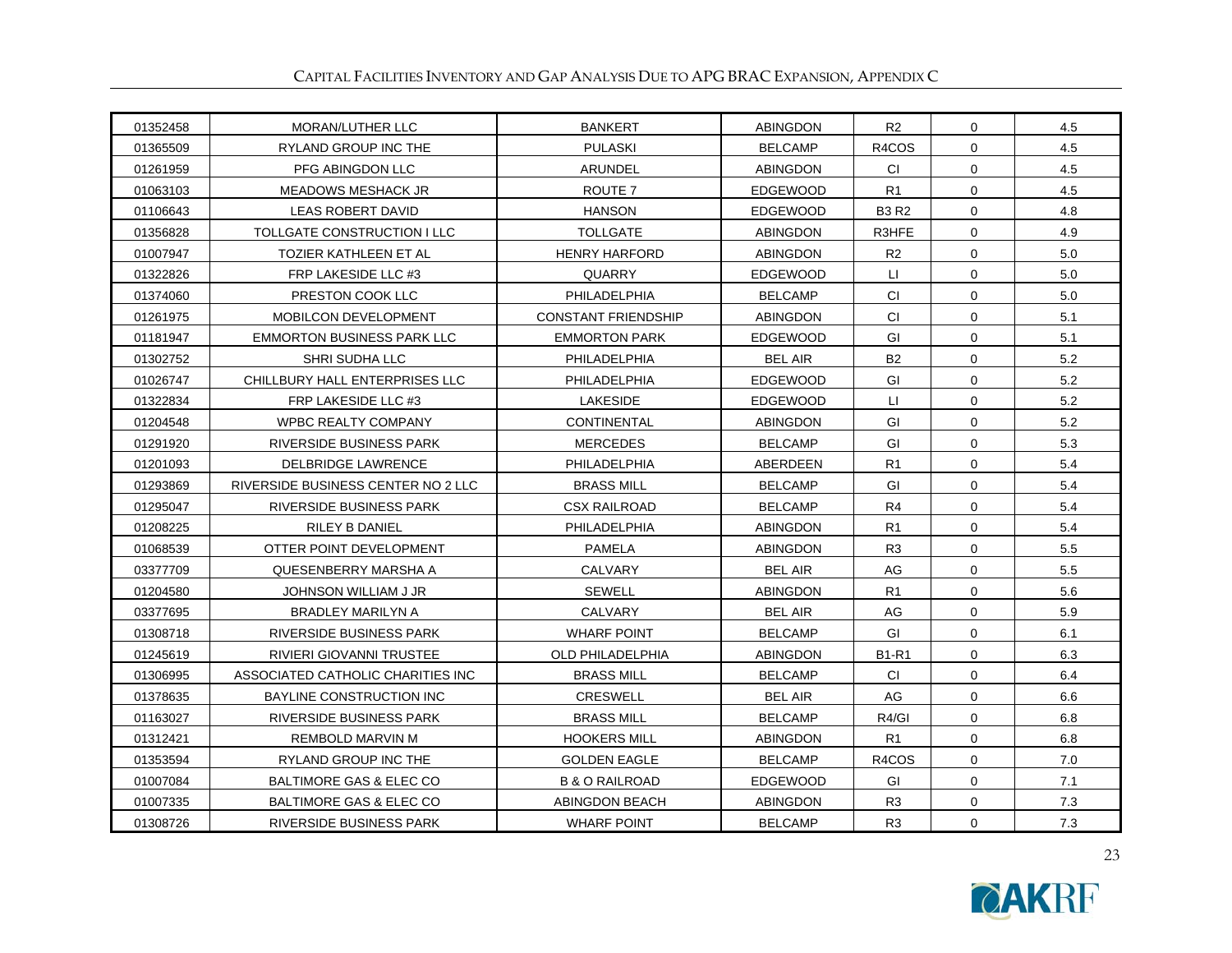| | | | | | | |
|---|---|---|---|---|---|---|
| 01352458 | MORAN/LUTHER LLC | BANKERT | ABINGDON | R2 | 0 | 4.5 |
| 01365509 | RYLAND GROUP INC THE | PULASKI | BELCAMP | R4COS | 0 | 4.5 |
| 01261959 | PFG ABINGDON LLC | ARUNDEL | ABINGDON | CI | 0 | 4.5 |
| 01063103 | MEADOWS MESHACK JR | ROUTE 7 | EDGEWOOD | R1 | 0 | 4.5 |
| 01106643 | LEAS ROBERT DAVID | HANSON | EDGEWOOD | B3 R2 | 0 | 4.8 |
| 01356828 | TOLLGATE CONSTRUCTION I LLC | TOLLGATE | ABINGDON | R3HFE | 0 | 4.9 |
| 01007947 | TOZIER KATHLEEN ET AL | HENRY HARFORD | ABINGDON | R2 | 0 | 5.0 |
| 01322826 | FRP LAKESIDE LLC #3 | QUARRY | EDGEWOOD | LI | 0 | 5.0 |
| 01374060 | PRESTON COOK LLC | PHILADELPHIA | BELCAMP | CI | 0 | 5.0 |
| 01261975 | MOBILCON DEVELOPMENT | CONSTANT FRIENDSHIP | ABINGDON | CI | 0 | 5.1 |
| 01181947 | EMMORTON BUSINESS PARK LLC | EMMORTON PARK | EDGEWOOD | GI | 0 | 5.1 |
| 01302752 | SHRI SUDHA LLC | PHILADELPHIA | BEL AIR | B2 | 0 | 5.2 |
| 01026747 | CHILLBURY HALL ENTERPRISES LLC | PHILADELPHIA | EDGEWOOD | GI | 0 | 5.2 |
| 01322834 | FRP LAKESIDE LLC #3 | LAKESIDE | EDGEWOOD | LI | 0 | 5.2 |
| 01204548 | WPBC REALTY COMPANY | CONTINENTAL | ABINGDON | GI | 0 | 5.2 |
| 01291920 | RIVERSIDE BUSINESS PARK | MERCEDES | BELCAMP | GI | 0 | 5.3 |
| 01201093 | DELBRIDGE LAWRENCE | PHILADELPHIA | ABERDEEN | R1 | 0 | 5.4 |
| 01293869 | RIVERSIDE BUSINESS CENTER NO 2 LLC | BRASS MILL | BELCAMP | GI | 0 | 5.4 |
| 01295047 | RIVERSIDE BUSINESS PARK | CSX RAILROAD | BELCAMP | R4 | 0 | 5.4 |
| 01208225 | RILEY B DANIEL | PHILADELPHIA | ABINGDON | R1 | 0 | 5.4 |
| 01068539 | OTTER POINT DEVELOPMENT | PAMELA | ABINGDON | R3 | 0 | 5.5 |
| 03377709 | QUESENBERRY MARSHA A | CALVARY | BEL AIR | AG | 0 | 5.5 |
| 01204580 | JOHNSON WILLIAM J JR | SEWELL | ABINGDON | R1 | 0 | 5.6 |
| 03377695 | BRADLEY MARILYN A | CALVARY | BEL AIR | AG | 0 | 5.9 |
| 01308718 | RIVERSIDE BUSINESS PARK | WHARF POINT | BELCAMP | GI | 0 | 6.1 |
| 01245619 | RIVIERI GIOVANNI TRUSTEE | OLD PHILADELPHIA | ABINGDON | B1-R1 | 0 | 6.3 |
| 01306995 | ASSOCIATED CATHOLIC CHARITIES INC | BRASS MILL | BELCAMP | CI | 0 | 6.4 |
| 01378635 | BAYLINE CONSTRUCTION INC | CRESWELL | BEL AIR | AG | 0 | 6.6 |
| 01163027 | RIVERSIDE BUSINESS PARK | BRASS MILL | BELCAMP | R4/GI | 0 | 6.8 |
| 01312421 | REMBOLD MARVIN M | HOOKERS MILL | ABINGDON | R1 | 0 | 6.8 |
| 01353594 | RYLAND GROUP INC THE | GOLDEN EAGLE | BELCAMP | R4COS | 0 | 7.0 |
| 01007084 | BALTIMORE GAS & ELEC CO | B & O RAILROAD | EDGEWOOD | GI | 0 | 7.1 |
| 01007335 | BALTIMORE GAS & ELEC CO | ABINGDON BEACH | ABINGDON | R3 | 0 | 7.3 |
| 01308726 | RIVERSIDE BUSINESS PARK | WHARF POINT | BELCAMP | R3 | 0 | 7.3 |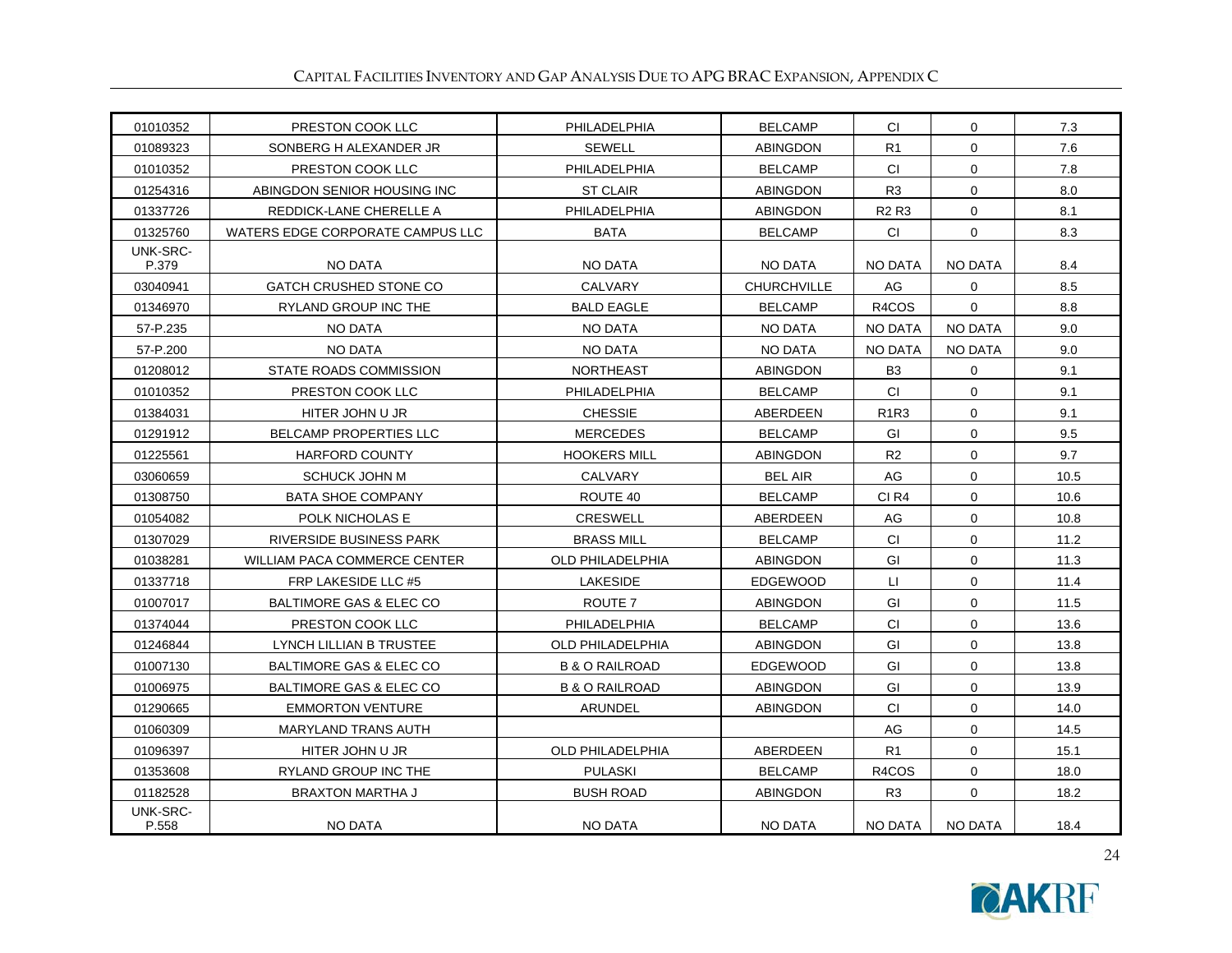| 01010352 | PRESTON COOK LLC | PHILADELPHIA | BELCAMP | CI | 0 | 7.3 |
|---|---|---|---|---|---|---|
| 01089323 | SONBERG H ALEXANDER JR | SEWELL | ABINGDON | R1 | 0 | 7.6 |
| 01010352 | PRESTON COOK LLC | PHILADELPHIA | BELCAMP | CI | 0 | 7.8 |
| 01254316 | ABINGDON SENIOR HOUSING INC | ST CLAIR | ABINGDON | R3 | 0 | 8.0 |
| 01337726 | REDDICK-LANE CHERELLE A | PHILADELPHIA | ABINGDON | R2 R3 | 0 | 8.1 |
| 01325760 | WATERS EDGE CORPORATE CAMPUS LLC | BATA | BELCAMP | CI | 0 | 8.3 |
| UNK-SRC-P.379 | NO DATA | NO DATA | NO DATA | NO DATA | NO DATA | 8.4 |
| 03040941 | GATCH CRUSHED STONE CO | CALVARY | CHURCHVILLE | AG | 0 | 8.5 |
| 01346970 | RYLAND GROUP INC THE | BALD EAGLE | BELCAMP | R4COS | 0 | 8.8 |
| 57-P.235 | NO DATA | NO DATA | NO DATA | NO DATA | NO DATA | 9.0 |
| 57-P.200 | NO DATA | NO DATA | NO DATA | NO DATA | NO DATA | 9.0 |
| 01208012 | STATE ROADS COMMISSION | NORTHEAST | ABINGDON | B3 | 0 | 9.1 |
| 01010352 | PRESTON COOK LLC | PHILADELPHIA | BELCAMP | CI | 0 | 9.1 |
| 01384031 | HITER JOHN U JR | CHESSIE | ABERDEEN | R1R3 | 0 | 9.1 |
| 01291912 | BELCAMP PROPERTIES LLC | MERCEDES | BELCAMP | GI | 0 | 9.5 |
| 01225561 | HARFORD COUNTY | HOOKERS MILL | ABINGDON | R2 | 0 | 9.7 |
| 03060659 | SCHUCK JOHN M | CALVARY | BEL AIR | AG | 0 | 10.5 |
| 01308750 | BATA SHOE COMPANY | ROUTE 40 | BELCAMP | CI R4 | 0 | 10.6 |
| 01054082 | POLK NICHOLAS E | CRESWELL | ABERDEEN | AG | 0 | 10.8 |
| 01307029 | RIVERSIDE BUSINESS PARK | BRASS MILL | BELCAMP | CI | 0 | 11.2 |
| 01038281 | WILLIAM PACA COMMERCE CENTER | OLD PHILADELPHIA | ABINGDON | GI | 0 | 11.3 |
| 01337718 | FRP LAKESIDE LLC #5 | LAKESIDE | EDGEWOOD | LI | 0 | 11.4 |
| 01007017 | BALTIMORE GAS & ELEC CO | ROUTE 7 | ABINGDON | GI | 0 | 11.5 |
| 01374044 | PRESTON COOK LLC | PHILADELPHIA | BELCAMP | CI | 0 | 13.6 |
| 01246844 | LYNCH LILLIAN B TRUSTEE | OLD PHILADELPHIA | ABINGDON | GI | 0 | 13.8 |
| 01007130 | BALTIMORE GAS & ELEC CO | B & O RAILROAD | EDGEWOOD | GI | 0 | 13.8 |
| 01006975 | BALTIMORE GAS & ELEC CO | B & O RAILROAD | ABINGDON | GI | 0 | 13.9 |
| 01290665 | EMMORTON VENTURE | ARUNDEL | ABINGDON | CI | 0 | 14.0 |
| 01060309 | MARYLAND TRANS AUTH | | | AG | 0 | 14.5 |
| 01096397 | HITER JOHN U JR | OLD PHILADELPHIA | ABERDEEN | R1 | 0 | 15.1 |
| 01353608 | RYLAND GROUP INC THE | PULASKI | BELCAMP | R4COS | 0 | 18.0 |
| 01182528 | BRAXTON MARTHA J | BUSH ROAD | ABINGDON | R3 | 0 | 18.2 |
| UNK-SRC-P.558 | NO DATA | NO DATA | NO DATA | NO DATA | NO DATA | 18.4 |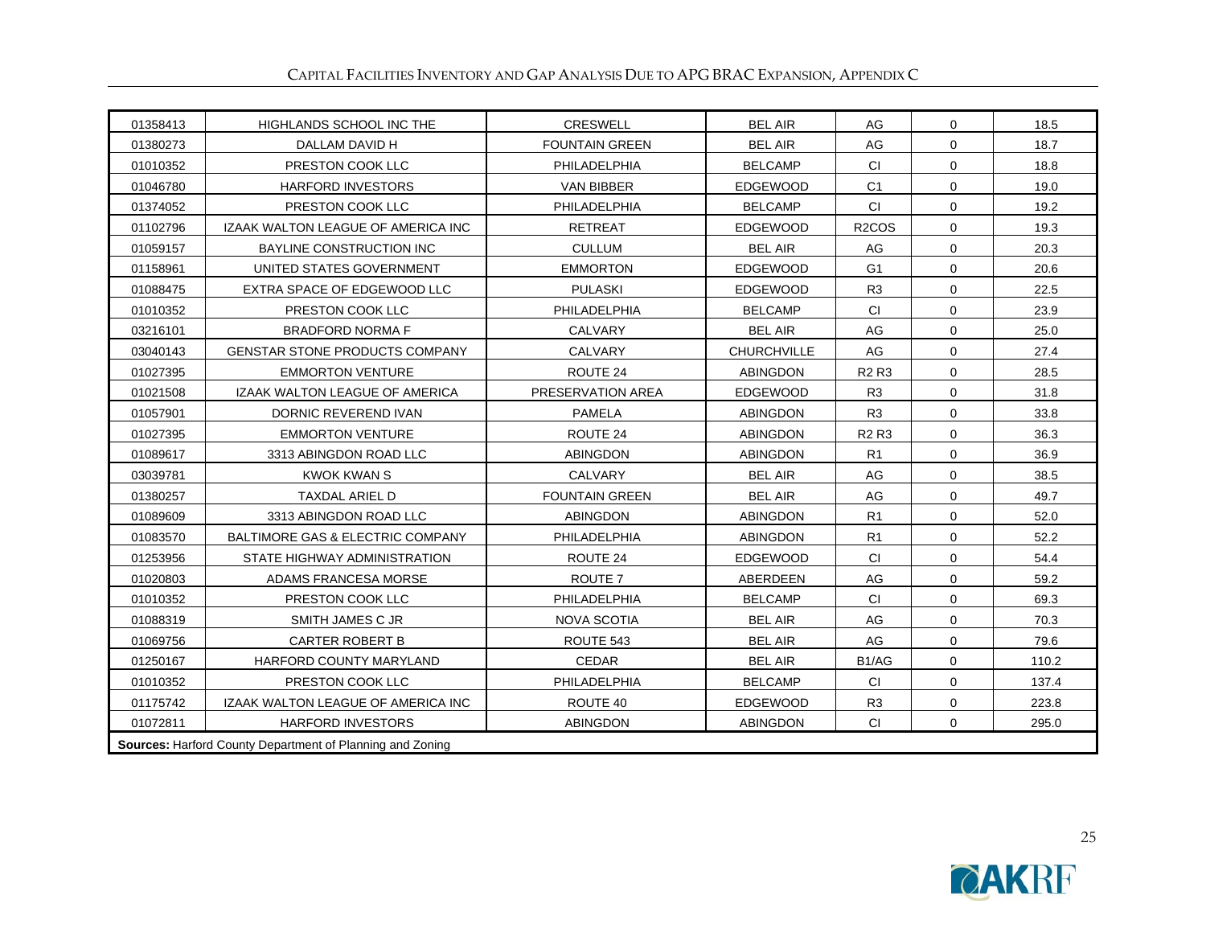| | | | | | | |
|---|---|---|---|---|---|---|
| 01358413 | HIGHLANDS SCHOOL INC THE | CRESWELL | BEL AIR | AG | 0 | 18.5 |
| 01380273 | DALLAM DAVID H | FOUNTAIN GREEN | BEL AIR | AG | 0 | 18.7 |
| 01010352 | PRESTON COOK LLC | PHILADELPHIA | BELCAMP | CI | 0 | 18.8 |
| 01046780 | HARFORD INVESTORS | VAN BIBBER | EDGEWOOD | C1 | 0 | 19.0 |
| 01374052 | PRESTON COOK LLC | PHILADELPHIA | BELCAMP | CI | 0 | 19.2 |
| 01102796 | IZAAK WALTON LEAGUE OF AMERICA INC | RETREAT | EDGEWOOD | R2COS | 0 | 19.3 |
| 01059157 | BAYLINE CONSTRUCTION INC | CULLUM | BEL AIR | AG | 0 | 20.3 |
| 01158961 | UNITED STATES GOVERNMENT | EMMORTON | EDGEWOOD | G1 | 0 | 20.6 |
| 01088475 | EXTRA SPACE OF EDGEWOOD LLC | PULASKI | EDGEWOOD | R3 | 0 | 22.5 |
| 01010352 | PRESTON COOK LLC | PHILADELPHIA | BELCAMP | CI | 0 | 23.9 |
| 03216101 | BRADFORD NORMA F | CALVARY | BEL AIR | AG | 0 | 25.0 |
| 03040143 | GENSTAR STONE PRODUCTS COMPANY | CALVARY | CHURCHVILLE | AG | 0 | 27.4 |
| 01027395 | EMMORTON VENTURE | ROUTE 24 | ABINGDON | R2 R3 | 0 | 28.5 |
| 01021508 | IZAAK WALTON LEAGUE OF AMERICA | PRESERVATION AREA | EDGEWOOD | R3 | 0 | 31.8 |
| 01057901 | DORNIC REVEREND IVAN | PAMELA | ABINGDON | R3 | 0 | 33.8 |
| 01027395 | EMMORTON VENTURE | ROUTE 24 | ABINGDON | R2 R3 | 0 | 36.3 |
| 01089617 | 3313 ABINGDON ROAD LLC | ABINGDON | ABINGDON | R1 | 0 | 36.9 |
| 03039781 | KWOK KWAN S | CALVARY | BEL AIR | AG | 0 | 38.5 |
| 01380257 | TAXDAL ARIEL D | FOUNTAIN GREEN | BEL AIR | AG | 0 | 49.7 |
| 01089609 | 3313 ABINGDON ROAD LLC | ABINGDON | ABINGDON | R1 | 0 | 52.0 |
| 01083570 | BALTIMORE GAS & ELECTRIC COMPANY | PHILADELPHIA | ABINGDON | R1 | 0 | 52.2 |
| 01253956 | STATE HIGHWAY ADMINISTRATION | ROUTE 24 | EDGEWOOD | CI | 0 | 54.4 |
| 01020803 | ADAMS FRANCESA MORSE | ROUTE 7 | ABERDEEN | AG | 0 | 59.2 |
| 01010352 | PRESTON COOK LLC | PHILADELPHIA | BELCAMP | CI | 0 | 69.3 |
| 01088319 | SMITH JAMES C JR | NOVA SCOTIA | BEL AIR | AG | 0 | 70.3 |
| 01069756 | CARTER ROBERT B | ROUTE 543 | BEL AIR | AG | 0 | 79.6 |
| 01250167 | HARFORD COUNTY MARYLAND | CEDAR | BEL AIR | B1/AG | 0 | 110.2 |
| 01010352 | PRESTON COOK LLC | PHILADELPHIA | BELCAMP | CI | 0 | 137.4 |
| 01175742 | IZAAK WALTON LEAGUE OF AMERICA INC | ROUTE 40 | EDGEWOOD | R3 | 0 | 223.8 |
| 01072811 | HARFORD INVESTORS | ABINGDON | ABINGDON | CI | 0 | 295.0 |

**Sources:** Harford County Department of Planning and Zoning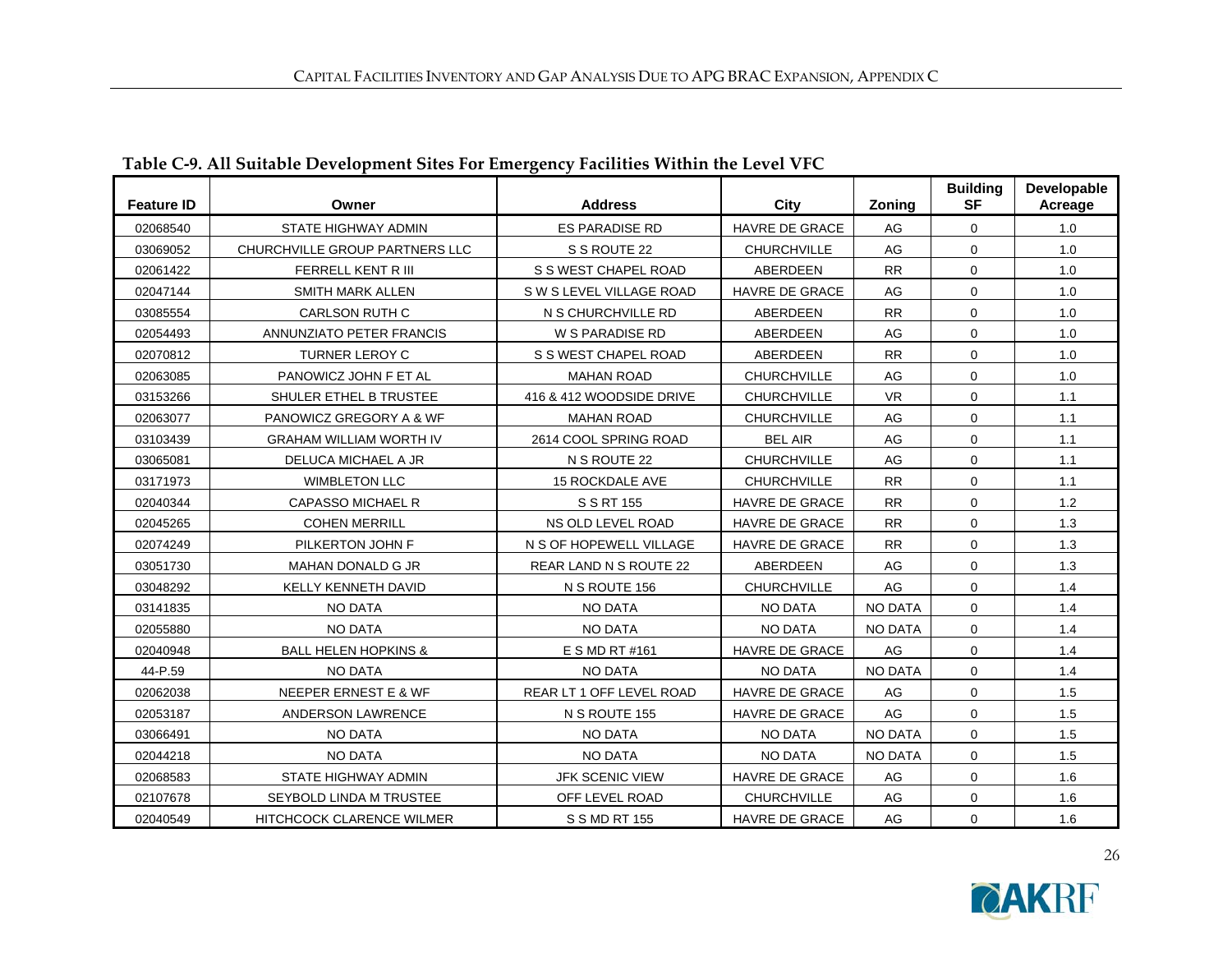**Table C-9. All Suitable Development Sites For Emergency Facilities Within the Level VFC**

| Feature ID | Owner | Address | City | Zoning | Building SF | Developable Acreage |
|---|---|---|---|---|---|---|
| 02068540 | STATE HIGHWAY ADMIN | ES PARADISE RD | HAVRE DE GRACE | AG | 0 | 1.0 |
| 03069052 | CHURCHVILLE GROUP PARTNERS LLC | S S ROUTE 22 | CHURCHVILLE | AG | 0 | 1.0 |
| 02061422 | FERRELL KENT R III | S S WEST CHAPEL ROAD | ABERDEEN | RR | 0 | 1.0 |
| 02047144 | SMITH MARK ALLEN | S W S LEVEL VILLAGE ROAD | HAVRE DE GRACE | AG | 0 | 1.0 |
| 03085554 | CARLSON RUTH C | N S CHURCHVILLE RD | ABERDEEN | RR | 0 | 1.0 |
| 02054493 | ANNUNZIATO PETER FRANCIS | W S PARADISE RD | ABERDEEN | AG | 0 | 1.0 |
| 02070812 | TURNER LEROY C | S S WEST CHAPEL ROAD | ABERDEEN | RR | 0 | 1.0 |
| 02063085 | PANOWICZ JOHN F ET AL | MAHAN ROAD | CHURCHVILLE | AG | 0 | 1.0 |
| 03153266 | SHULER ETHEL B TRUSTEE | 416 & 412 WOODSIDE DRIVE | CHURCHVILLE | VR | 0 | 1.1 |
| 02063077 | PANOWICZ GREGORY A & WF | MAHAN ROAD | CHURCHVILLE | AG | 0 | 1.1 |
| 03103439 | GRAHAM WILLIAM WORTH IV | 2614 COOL SPRING ROAD | BEL AIR | AG | 0 | 1.1 |
| 03065081 | DELUCA MICHAEL A JR | N S ROUTE 22 | CHURCHVILLE | AG | 0 | 1.1 |
| 03171973 | WIMBLETON LLC | 15 ROCKDALE AVE | CHURCHVILLE | RR | 0 | 1.1 |
| 02040344 | CAPASSO MICHAEL R | S S RT 155 | HAVRE DE GRACE | RR | 0 | 1.2 |
| 02045265 | COHEN MERRILL | NS OLD LEVEL ROAD | HAVRE DE GRACE | RR | 0 | 1.3 |
| 02074249 | PILKERTON JOHN F | N S OF HOPEWELL VILLAGE | HAVRE DE GRACE | RR | 0 | 1.3 |
| 03051730 | MAHAN DONALD G JR | REAR LAND N S ROUTE 22 | ABERDEEN | AG | 0 | 1.3 |
| 03048292 | KELLY KENNETH DAVID | N S ROUTE 156 | CHURCHVILLE | AG | 0 | 1.4 |
| 03141835 | NO DATA | NO DATA | NO DATA | NO DATA | 0 | 1.4 |
| 02055880 | NO DATA | NO DATA | NO DATA | NO DATA | 0 | 1.4 |
| 02040948 | BALL HELEN HOPKINS & | E S MD RT #161 | HAVRE DE GRACE | AG | 0 | 1.4 |
| 44-P.59 | NO DATA | NO DATA | NO DATA | NO DATA | 0 | 1.4 |
| 02062038 | NEEPER ERNEST E & WF | REAR LT 1 OFF LEVEL ROAD | HAVRE DE GRACE | AG | 0 | 1.5 |
| 02053187 | ANDERSON LAWRENCE | N S ROUTE 155 | HAVRE DE GRACE | AG | 0 | 1.5 |
| 03066491 | NO DATA | NO DATA | NO DATA | NO DATA | 0 | 1.5 |
| 02044218 | NO DATA | NO DATA | NO DATA | NO DATA | 0 | 1.5 |
| 02068583 | STATE HIGHWAY ADMIN | JFK SCENIC VIEW | HAVRE DE GRACE | AG | 0 | 1.6 |
| 02107678 | SEYBOLD LINDA M TRUSTEE | OFF LEVEL ROAD | CHURCHVILLE | AG | 0 | 1.6 |
| 02040549 | HITCHCOCK CLARENCE WILMER | S S MD RT 155 | HAVRE DE GRACE | AG | 0 | 1.6 |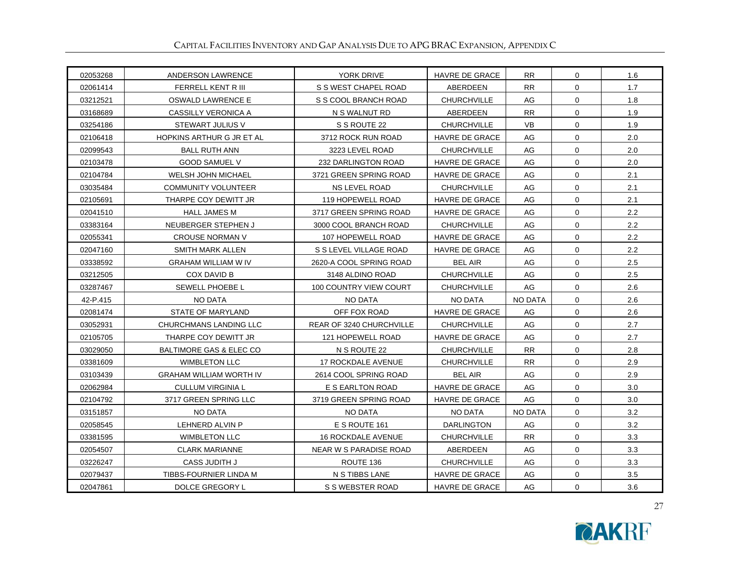| 02053268 | ANDERSON LAWRENCE | YORK DRIVE | HAVRE DE GRACE | RR | 0 | 1.6 |
|---|---|---|---|---|---|---|
| 02061414 | FERRELL KENT R III | S S WEST CHAPEL ROAD | ABERDEEN | RR | 0 | 1.7 |
| 03212521 | OSWALD LAWRENCE E | S S COOL BRANCH ROAD | CHURCHVILLE | AG | 0 | 1.8 |
| 03168689 | CASSILLY VERONICA A | N S WALNUT RD | ABERDEEN | RR | 0 | 1.9 |
| 03254186 | STEWART JULIUS V | S S ROUTE 22 | CHURCHVILLE | VB | 0 | 1.9 |
| 02106418 | HOPKINS ARTHUR G JR ET AL | 3712 ROCK RUN ROAD | HAVRE DE GRACE | AG | 0 | 2.0 |
| 02099543 | BALL RUTH ANN | 3223 LEVEL ROAD | CHURCHVILLE | AG | 0 | 2.0 |
| 02103478 | GOOD SAMUEL V | 232 DARLINGTON ROAD | HAVRE DE GRACE | AG | 0 | 2.0 |
| 02104784 | WELSH JOHN MICHAEL | 3721 GREEN SPRING ROAD | HAVRE DE GRACE | AG | 0 | 2.1 |
| 03035484 | COMMUNITY VOLUNTEER | NS LEVEL ROAD | CHURCHVILLE | AG | 0 | 2.1 |
| 02105691 | THARPE COY DEWITT JR | 119 HOPEWELL ROAD | HAVRE DE GRACE | AG | 0 | 2.1 |
| 02041510 | HALL JAMES M | 3717 GREEN SPRING ROAD | HAVRE DE GRACE | AG | 0 | 2.2 |
| 03383164 | NEUBERGER STEPHEN J | 3000 COOL BRANCH ROAD | CHURCHVILLE | AG | 0 | 2.2 |
| 02055341 | CROUSE NORMAN V | 107 HOPEWELL ROAD | HAVRE DE GRACE | AG | 0 | 2.2 |
| 02047160 | SMITH MARK ALLEN | S S LEVEL VILLAGE ROAD | HAVRE DE GRACE | AG | 0 | 2.2 |
| 03338592 | GRAHAM WILLIAM W IV | 2620-A COOL SPRING ROAD | BEL AIR | AG | 0 | 2.5 |
| 03212505 | COX DAVID B | 3148 ALDINO ROAD | CHURCHVILLE | AG | 0 | 2.5 |
| 03287467 | SEWELL PHOEBE L | 100 COUNTRY VIEW COURT | CHURCHVILLE | AG | 0 | 2.6 |
| 42-P.415 | NO DATA | NO DATA | NO DATA | NO DATA | 0 | 2.6 |
| 02081474 | STATE OF MARYLAND | OFF FOX ROAD | HAVRE DE GRACE | AG | 0 | 2.6 |
| 03052931 | CHURCHMANS LANDING LLC | REAR OF 3240 CHURCHVILLE | CHURCHVILLE | AG | 0 | 2.7 |
| 02105705 | THARPE COY DEWITT JR | 121 HOPEWELL ROAD | HAVRE DE GRACE | AG | 0 | 2.7 |
| 03029050 | BALTIMORE GAS & ELEC CO | N S ROUTE 22 | CHURCHVILLE | RR | 0 | 2.8 |
| 03381609 | WIMBLETON LLC | 17 ROCKDALE AVENUE | CHURCHVILLE | RR | 0 | 2.9 |
| 03103439 | GRAHAM WILLIAM WORTH IV | 2614 COOL SPRING ROAD | BEL AIR | AG | 0 | 2.9 |
| 02062984 | CULLUM VIRGINIA L | E S EARLTON ROAD | HAVRE DE GRACE | AG | 0 | 3.0 |
| 02104792 | 3717 GREEN SPRING LLC | 3719 GREEN SPRING ROAD | HAVRE DE GRACE | AG | 0 | 3.0 |
| 03151857 | NO DATA | NO DATA | NO DATA | NO DATA | 0 | 3.2 |
| 02058545 | LEHNERD ALVIN P | E S ROUTE 161 | DARLINGTON | AG | 0 | 3.2 |
| 03381595 | WIMBLETON LLC | 16 ROCKDALE AVENUE | CHURCHVILLE | RR | 0 | 3.3 |
| 02054507 | CLARK MARIANNE | NEAR W S PARADISE ROAD | ABERDEEN | AG | 0 | 3.3 |
| 03226247 | CASS JUDITH J | ROUTE 136 | CHURCHVILLE | AG | 0 | 3.3 |
| 02079437 | TIBBS-FOURNIER LINDA M | N S TIBBS LANE | HAVRE DE GRACE | AG | 0 | 3.5 |
| 02047861 | DOLCE GREGORY L | S S WEBSTER ROAD | HAVRE DE GRACE | AG | 0 | 3.6 |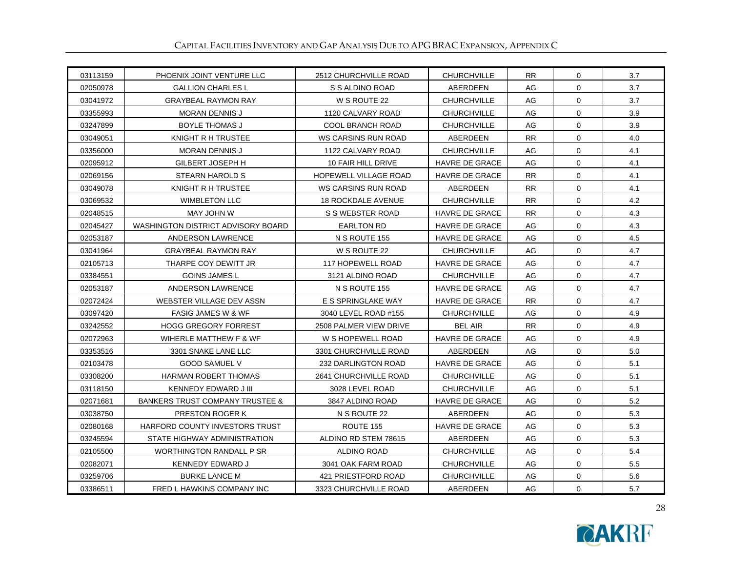| | | | | | | |
|---|---|---|---|---|---|---|
| 03113159 | PHOENIX JOINT VENTURE LLC | 2512 CHURCHVILLE ROAD | CHURCHVILLE | RR | 0 | 3.7 |
| 02050978 | GALLION CHARLES L | S S ALDINO ROAD | ABERDEEN | AG | 0 | 3.7 |
| 03041972 | GRAYBEAL RAYMON RAY | W S ROUTE 22 | CHURCHVILLE | AG | 0 | 3.7 |
| 03355993 | MORAN DENNIS J | 1120 CALVARY ROAD | CHURCHVILLE | AG | 0 | 3.9 |
| 03247899 | BOYLE THOMAS J | COOL BRANCH ROAD | CHURCHVILLE | AG | 0 | 3.9 |
| 03049051 | KNIGHT R H TRUSTEE | WS CARSINS RUN ROAD | ABERDEEN | RR | 0 | 4.0 |
| 03356000 | MORAN DENNIS J | 1122 CALVARY ROAD | CHURCHVILLE | AG | 0 | 4.1 |
| 02095912 | GILBERT JOSEPH H | 10 FAIR HILL DRIVE | HAVRE DE GRACE | AG | 0 | 4.1 |
| 02069156 | STEARN HAROLD S | HOPEWELL VILLAGE ROAD | HAVRE DE GRACE | RR | 0 | 4.1 |
| 03049078 | KNIGHT R H TRUSTEE | WS CARSINS RUN ROAD | ABERDEEN | RR | 0 | 4.1 |
| 03069532 | WIMBLETON LLC | 18 ROCKDALE AVENUE | CHURCHVILLE | RR | 0 | 4.2 |
| 02048515 | MAY JOHN W | S S WEBSTER ROAD | HAVRE DE GRACE | RR | 0 | 4.3 |
| 02045427 | WASHINGTON DISTRICT ADVISORY BOARD | EARLTON RD | HAVRE DE GRACE | AG | 0 | 4.3 |
| 02053187 | ANDERSON LAWRENCE | N S ROUTE 155 | HAVRE DE GRACE | AG | 0 | 4.5 |
| 03041964 | GRAYBEAL RAYMON RAY | W S ROUTE 22 | CHURCHVILLE | AG | 0 | 4.7 |
| 02105713 | THARPE COY DEWITT JR | 117 HOPEWELL ROAD | HAVRE DE GRACE | AG | 0 | 4.7 |
| 03384551 | GOINS JAMES L | 3121 ALDINO ROAD | CHURCHVILLE | AG | 0 | 4.7 |
| 02053187 | ANDERSON LAWRENCE | N S ROUTE 155 | HAVRE DE GRACE | AG | 0 | 4.7 |
| 02072424 | WEBSTER VILLAGE DEV ASSN | E S SPRINGLAKE WAY | HAVRE DE GRACE | RR | 0 | 4.7 |
| 03097420 | FASIG JAMES W & WF | 3040 LEVEL ROAD #155 | CHURCHVILLE | AG | 0 | 4.9 |
| 03242552 | HOGG GREGORY FORREST | 2508 PALMER VIEW DRIVE | BEL AIR | RR | 0 | 4.9 |
| 02072963 | WIHERLE MATTHEW F & WF | W S HOPEWELL ROAD | HAVRE DE GRACE | AG | 0 | 4.9 |
| 03353516 | 3301 SNAKE LANE LLC | 3301 CHURCHVILLE ROAD | ABERDEEN | AG | 0 | 5.0 |
| 02103478 | GOOD SAMUEL V | 232 DARLINGTON ROAD | HAVRE DE GRACE | AG | 0 | 5.1 |
| 03308200 | HARMAN ROBERT THOMAS | 2641 CHURCHVILLE ROAD | CHURCHVILLE | AG | 0 | 5.1 |
| 03118150 | KENNEDY EDWARD J III | 3028 LEVEL ROAD | CHURCHVILLE | AG | 0 | 5.1 |
| 02071681 | BANKERS TRUST COMPANY TRUSTEE & | 3847 ALDINO ROAD | HAVRE DE GRACE | AG | 0 | 5.2 |
| 03038750 | PRESTON ROGER K | N S ROUTE 22 | ABERDEEN | AG | 0 | 5.3 |
| 02080168 | HARFORD COUNTY INVESTORS TRUST | ROUTE 155 | HAVRE DE GRACE | AG | 0 | 5.3 |
| 03245594 | STATE HIGHWAY ADMINISTRATION | ALDINO RD STEM 78615 | ABERDEEN | AG | 0 | 5.3 |
| 02105500 | WORTHINGTON RANDALL P SR | ALDINO ROAD | CHURCHVILLE | AG | 0 | 5.4 |
| 02082071 | KENNEDY EDWARD J | 3041 OAK FARM ROAD | CHURCHVILLE | AG | 0 | 5.5 |
| 03259706 | BURKE LANCE M | 421 PRIESTFORD ROAD | CHURCHVILLE | AG | 0 | 5.6 |
| 03386511 | FRED L HAWKINS COMPANY INC | 3323 CHURCHVILLE ROAD | ABERDEEN | AG | 0 | 5.7 |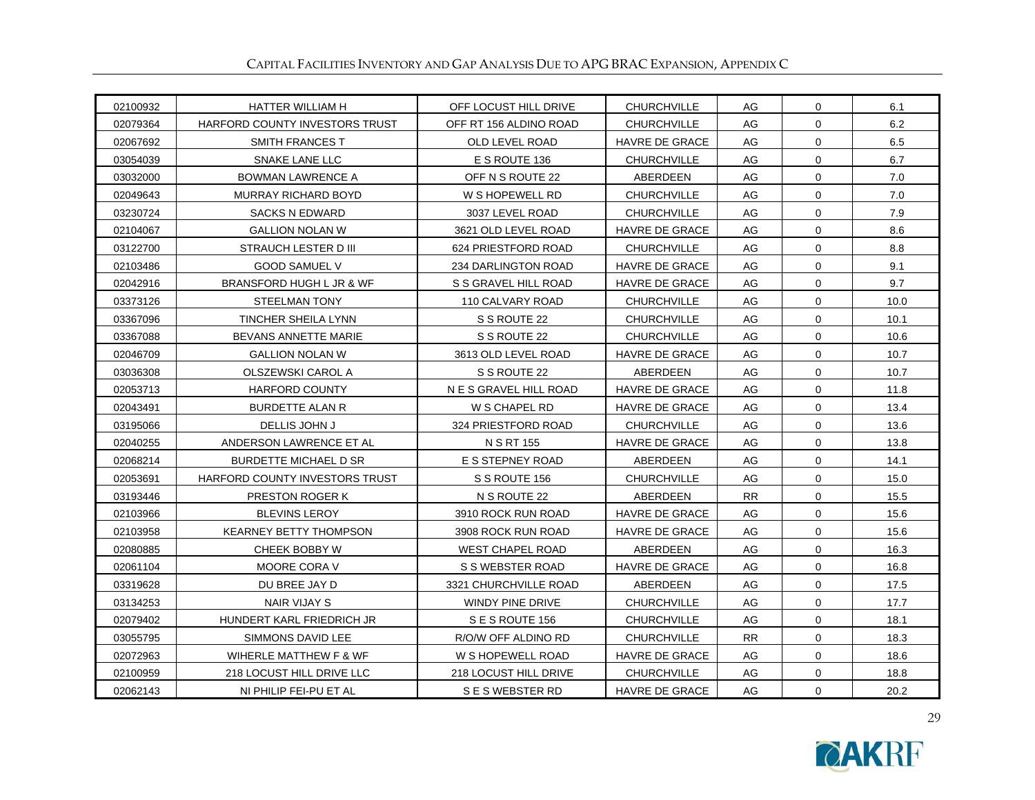| | | | | | | |
|---|---|---|---|---|---|---|
| 02100932 | HATTER WILLIAM H | OFF LOCUST HILL DRIVE | CHURCHVILLE | AG | 0 | 6.1 |
| 02079364 | HARFORD COUNTY INVESTORS TRUST | OFF RT 156 ALDINO ROAD | CHURCHVILLE | AG | 0 | 6.2 |
| 02067692 | SMITH FRANCES T | OLD LEVEL ROAD | HAVRE DE GRACE | AG | 0 | 6.5 |
| 03054039 | SNAKE LANE LLC | E S ROUTE 136 | CHURCHVILLE | AG | 0 | 6.7 |
| 03032000 | BOWMAN LAWRENCE A | OFF N S ROUTE 22 | ABERDEEN | AG | 0 | 7.0 |
| 02049643 | MURRAY RICHARD BOYD | W S HOPEWELL RD | CHURCHVILLE | AG | 0 | 7.0 |
| 03230724 | SACKS N EDWARD | 3037 LEVEL ROAD | CHURCHVILLE | AG | 0 | 7.9 |
| 02104067 | GALLION NOLAN W | 3621 OLD LEVEL ROAD | HAVRE DE GRACE | AG | 0 | 8.6 |
| 03122700 | STRAUCH LESTER D III | 624 PRIESTFORD ROAD | CHURCHVILLE | AG | 0 | 8.8 |
| 02103486 | GOOD SAMUEL V | 234 DARLINGTON ROAD | HAVRE DE GRACE | AG | 0 | 9.1 |
| 02042916 | BRANSFORD HUGH L JR & WF | S S GRAVEL HILL ROAD | HAVRE DE GRACE | AG | 0 | 9.7 |
| 03373126 | STEELMAN TONY | 110 CALVARY ROAD | CHURCHVILLE | AG | 0 | 10.0 |
| 03367096 | TINCHER SHEILA LYNN | S S ROUTE 22 | CHURCHVILLE | AG | 0 | 10.1 |
| 03367088 | BEVANS ANNETTE MARIE | S S ROUTE 22 | CHURCHVILLE | AG | 0 | 10.6 |
| 02046709 | GALLION NOLAN W | 3613 OLD LEVEL ROAD | HAVRE DE GRACE | AG | 0 | 10.7 |
| 03036308 | OLSZEWSKI CAROL A | S S ROUTE 22 | ABERDEEN | AG | 0 | 10.7 |
| 02053713 | HARFORD COUNTY | N E S GRAVEL HILL ROAD | HAVRE DE GRACE | AG | 0 | 11.8 |
| 02043491 | BURDETTE ALAN R | W S CHAPEL RD | HAVRE DE GRACE | AG | 0 | 13.4 |
| 03195066 | DELLIS JOHN J | 324 PRIESTFORD ROAD | CHURCHVILLE | AG | 0 | 13.6 |
| 02040255 | ANDERSON LAWRENCE ET AL | N S RT 155 | HAVRE DE GRACE | AG | 0 | 13.8 |
| 02068214 | BURDETTE MICHAEL D SR | E S STEPNEY ROAD | ABERDEEN | AG | 0 | 14.1 |
| 02053691 | HARFORD COUNTY INVESTORS TRUST | S S ROUTE 156 | CHURCHVILLE | AG | 0 | 15.0 |
| 03193446 | PRESTON ROGER K | N S ROUTE 22 | ABERDEEN | RR | 0 | 15.5 |
| 02103966 | BLEVINS LEROY | 3910 ROCK RUN ROAD | HAVRE DE GRACE | AG | 0 | 15.6 |
| 02103958 | KEARNEY BETTY THOMPSON | 3908 ROCK RUN ROAD | HAVRE DE GRACE | AG | 0 | 15.6 |
| 02080885 | CHEEK BOBBY W | WEST CHAPEL ROAD | ABERDEEN | AG | 0 | 16.3 |
| 02061104 | MOORE CORA V | S S WEBSTER ROAD | HAVRE DE GRACE | AG | 0 | 16.8 |
| 03319628 | DU BREE JAY D | 3321 CHURCHVILLE ROAD | ABERDEEN | AG | 0 | 17.5 |
| 03134253 | NAIR VIJAY S | WINDY PINE DRIVE | CHURCHVILLE | AG | 0 | 17.7 |
| 02079402 | HUNDERT KARL FRIEDRICH JR | S E S ROUTE 156 | CHURCHVILLE | AG | 0 | 18.1 |
| 03055795 | SIMMONS DAVID LEE | R/O/W OFF ALDINO RD | CHURCHVILLE | RR | 0 | 18.3 |
| 02072963 | WIHERLE MATTHEW F & WF | W S HOPEWELL ROAD | HAVRE DE GRACE | AG | 0 | 18.6 |
| 02100959 | 218 LOCUST HILL DRIVE LLC | 218 LOCUST HILL DRIVE | CHURCHVILLE | AG | 0 | 18.8 |
| 02062143 | NI PHILIP FEI-PU ET AL | S E S WEBSTER RD | HAVRE DE GRACE | AG | 0 | 20.2 |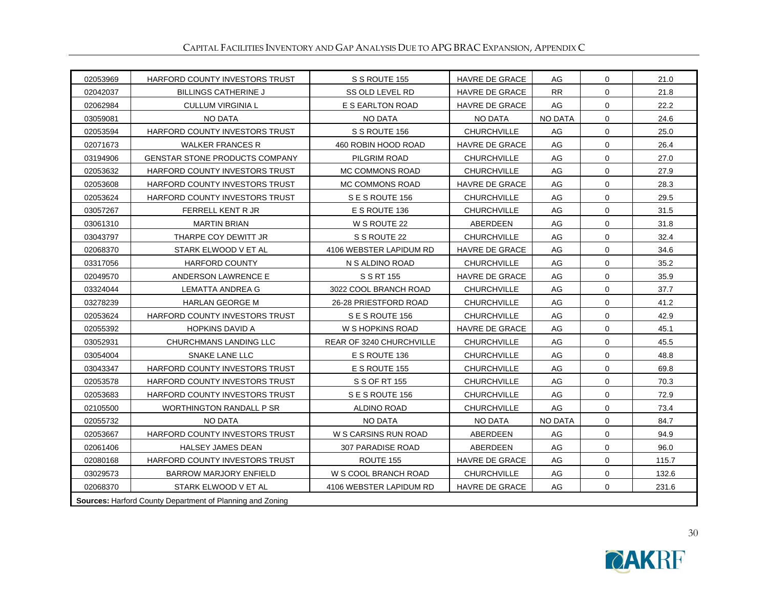| | | | | | | |
|---|---|---|---|---|---|---|
| 02053969 | HARFORD COUNTY INVESTORS TRUST | S S ROUTE 155 | HAVRE DE GRACE | AG | 0 | 21.0 |
| 02042037 | BILLINGS CATHERINE J | SS OLD LEVEL RD | HAVRE DE GRACE | RR | 0 | 21.8 |
| 02062984 | CULLUM VIRGINIA L | E S EARLTON ROAD | HAVRE DE GRACE | AG | 0 | 22.2 |
| 03059081 | NO DATA | NO DATA | NO DATA | NO DATA | 0 | 24.6 |
| 02053594 | HARFORD COUNTY INVESTORS TRUST | S S ROUTE 156 | CHURCHVILLE | AG | 0 | 25.0 |
| 02071673 | WALKER FRANCES R | 460 ROBIN HOOD ROAD | HAVRE DE GRACE | AG | 0 | 26.4 |
| 03194906 | GENSTAR STONE PRODUCTS COMPANY | PILGRIM ROAD | CHURCHVILLE | AG | 0 | 27.0 |
| 02053632 | HARFORD COUNTY INVESTORS TRUST | MC COMMONS ROAD | CHURCHVILLE | AG | 0 | 27.9 |
| 02053608 | HARFORD COUNTY INVESTORS TRUST | MC COMMONS ROAD | HAVRE DE GRACE | AG | 0 | 28.3 |
| 02053624 | HARFORD COUNTY INVESTORS TRUST | S E S ROUTE 156 | CHURCHVILLE | AG | 0 | 29.5 |
| 03057267 | FERRELL KENT R JR | E S ROUTE 136 | CHURCHVILLE | AG | 0 | 31.5 |
| 03061310 | MARTIN BRIAN | W S ROUTE 22 | ABERDEEN | AG | 0 | 31.8 |
| 03043797 | THARPE COY DEWITT JR | S S ROUTE 22 | CHURCHVILLE | AG | 0 | 32.4 |
| 02068370 | STARK ELWOOD V ET AL | 4106 WEBSTER LAPIDUM RD | HAVRE DE GRACE | AG | 0 | 34.6 |
| 03317056 | HARFORD COUNTY | N S ALDINO ROAD | CHURCHVILLE | AG | 0 | 35.2 |
| 02049570 | ANDERSON LAWRENCE E | S S RT 155 | HAVRE DE GRACE | AG | 0 | 35.9 |
| 03324044 | LEMATTA ANDREA G | 3022 COOL BRANCH ROAD | CHURCHVILLE | AG | 0 | 37.7 |
| 03278239 | HARLAN GEORGE M | 26-28 PRIESTFORD ROAD | CHURCHVILLE | AG | 0 | 41.2 |
| 02053624 | HARFORD COUNTY INVESTORS TRUST | S E S ROUTE 156 | CHURCHVILLE | AG | 0 | 42.9 |
| 02055392 | HOPKINS DAVID A | W S HOPKINS ROAD | HAVRE DE GRACE | AG | 0 | 45.1 |
| 03052931 | CHURCHMANS LANDING LLC | REAR OF 3240 CHURCHVILLE | CHURCHVILLE | AG | 0 | 45.5 |
| 03054004 | SNAKE LANE LLC | E S ROUTE 136 | CHURCHVILLE | AG | 0 | 48.8 |
| 03043347 | HARFORD COUNTY INVESTORS TRUST | E S ROUTE 155 | CHURCHVILLE | AG | 0 | 69.8 |
| 02053578 | HARFORD COUNTY INVESTORS TRUST | S S OF RT 155 | CHURCHVILLE | AG | 0 | 70.3 |
| 02053683 | HARFORD COUNTY INVESTORS TRUST | S E S ROUTE 156 | CHURCHVILLE | AG | 0 | 72.9 |
| 02105500 | WORTHINGTON RANDALL P SR | ALDINO ROAD | CHURCHVILLE | AG | 0 | 73.4 |
| 02055732 | NO DATA | NO DATA | NO DATA | NO DATA | 0 | 84.7 |
| 02053667 | HARFORD COUNTY INVESTORS TRUST | W S CARSINS RUN ROAD | ABERDEEN | AG | 0 | 94.9 |
| 02061406 | HALSEY JAMES DEAN | 307 PARADISE ROAD | ABERDEEN | AG | 0 | 96.0 |
| 02080168 | HARFORD COUNTY INVESTORS TRUST | ROUTE 155 | HAVRE DE GRACE | AG | 0 | 115.7 |
| 03029573 | BARROW MARJORY ENFIELD | W S COOL BRANCH ROAD | CHURCHVILLE | AG | 0 | 132.6 |
| 02068370 | STARK ELWOOD V ET AL | 4106 WEBSTER LAPIDUM RD | HAVRE DE GRACE | AG | 0 | 231.6 |

**Sources:** Harford County Department of Planning and Zoning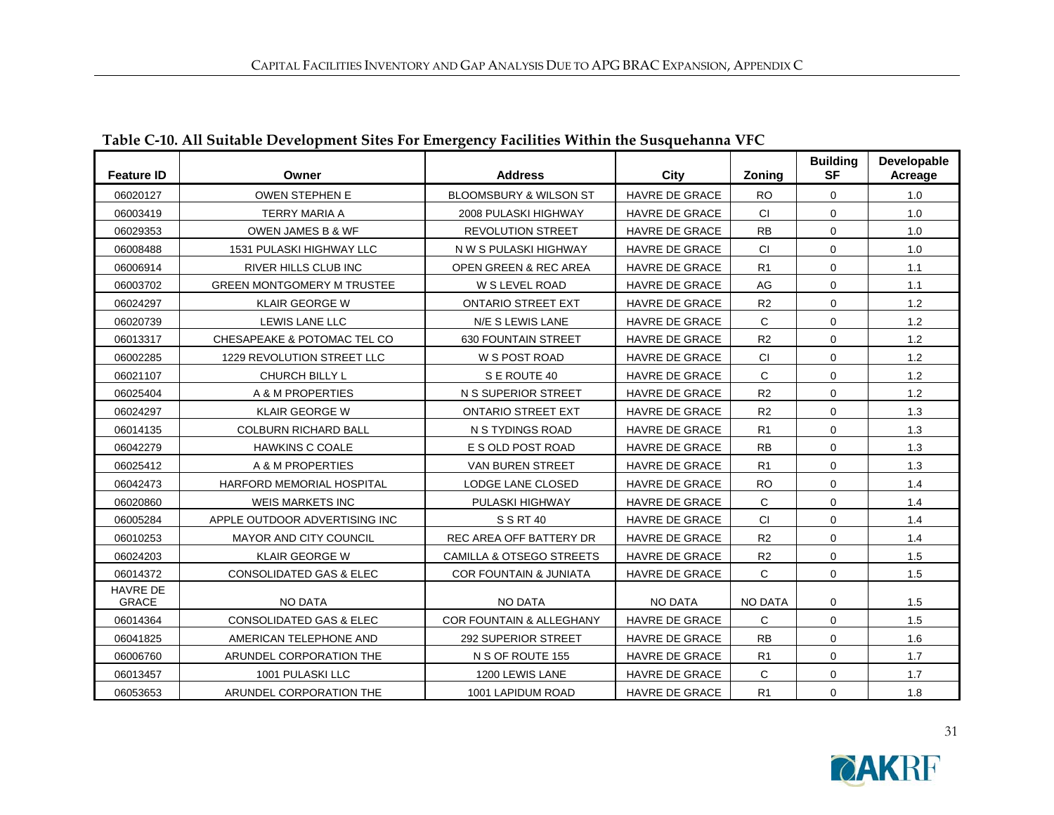**Table C-10. All Suitable Development Sites For Emergency Facilities Within the Susquehanna VFC**

| Feature ID | Owner | Address | City | Zoning | Building SF | Developable Acreage |
|---|---|---|---|---|---|---|
| 06020127 | OWEN STEPHEN E | BLOOMSBURY & WILSON ST | HAVRE DE GRACE | RO | 0 | 1.0 |
| 06003419 | TERRY MARIA A | 2008 PULASKI HIGHWAY | HAVRE DE GRACE | CI | 0 | 1.0 |
| 06029353 | OWEN JAMES B & WF | REVOLUTION STREET | HAVRE DE GRACE | RB | 0 | 1.0 |
| 06008488 | 1531 PULASKI HIGHWAY LLC | N W S PULASKI HIGHWAY | HAVRE DE GRACE | CI | 0 | 1.0 |
| 06006914 | RIVER HILLS CLUB INC | OPEN GREEN & REC AREA | HAVRE DE GRACE | R1 | 0 | 1.1 |
| 06003702 | GREEN MONTGOMERY M TRUSTEE | W S LEVEL ROAD | HAVRE DE GRACE | AG | 0 | 1.1 |
| 06024297 | KLAIR GEORGE W | ONTARIO STREET EXT | HAVRE DE GRACE | R2 | 0 | 1.2 |
| 06020739 | LEWIS LANE LLC | N/E S LEWIS LANE | HAVRE DE GRACE | C | 0 | 1.2 |
| 06013317 | CHESAPEAKE & POTOMAC TEL CO | 630 FOUNTAIN STREET | HAVRE DE GRACE | R2 | 0 | 1.2 |
| 06002285 | 1229 REVOLUTION STREET LLC | W S POST ROAD | HAVRE DE GRACE | CI | 0 | 1.2 |
| 06021107 | CHURCH BILLY L | S E ROUTE 40 | HAVRE DE GRACE | C | 0 | 1.2 |
| 06025404 | A & M PROPERTIES | N S SUPERIOR STREET | HAVRE DE GRACE | R2 | 0 | 1.2 |
| 06024297 | KLAIR GEORGE W | ONTARIO STREET EXT | HAVRE DE GRACE | R2 | 0 | 1.3 |
| 06014135 | COLBURN RICHARD BALL | N S TYDINGS ROAD | HAVRE DE GRACE | R1 | 0 | 1.3 |
| 06042279 | HAWKINS C COALE | E S OLD POST ROAD | HAVRE DE GRACE | RB | 0 | 1.3 |
| 06025412 | A & M PROPERTIES | VAN BUREN STREET | HAVRE DE GRACE | R1 | 0 | 1.3 |
| 06042473 | HARFORD MEMORIAL HOSPITAL | LODGE LANE CLOSED | HAVRE DE GRACE | RO | 0 | 1.4 |
| 06020860 | WEIS MARKETS INC | PULASKI HIGHWAY | HAVRE DE GRACE | C | 0 | 1.4 |
| 06005284 | APPLE OUTDOOR ADVERTISING INC | S S RT 40 | HAVRE DE GRACE | CI | 0 | 1.4 |
| 06010253 | MAYOR AND CITY COUNCIL | REC AREA OFF BATTERY DR | HAVRE DE GRACE | R2 | 0 | 1.4 |
| 06024203 | KLAIR GEORGE W | CAMILLA & OTSEGO STREETS | HAVRE DE GRACE | R2 | 0 | 1.5 |
| 06014372 | CONSOLIDATED GAS & ELEC | COR FOUNTAIN & JUNIATA | HAVRE DE GRACE | C | 0 | 1.5 |
| HAVRE DE GRACE | NO DATA | NO DATA | NO DATA | NO DATA | 0 | 1.5 |
| 06014364 | CONSOLIDATED GAS & ELEC | COR FOUNTAIN & ALLEGHANY | HAVRE DE GRACE | C | 0 | 1.5 |
| 06041825 | AMERICAN TELEPHONE AND | 292 SUPERIOR STREET | HAVRE DE GRACE | RB | 0 | 1.6 |
| 06006760 | ARUNDEL CORPORATION THE | N S OF ROUTE 155 | HAVRE DE GRACE | R1 | 0 | 1.7 |
| 06013457 | 1001 PULASKI LLC | 1200 LEWIS LANE | HAVRE DE GRACE | C | 0 | 1.7 |
| 06053653 | ARUNDEL CORPORATION THE | 1001 LAPIDUM ROAD | HAVRE DE GRACE | R1 | 0 | 1.8 |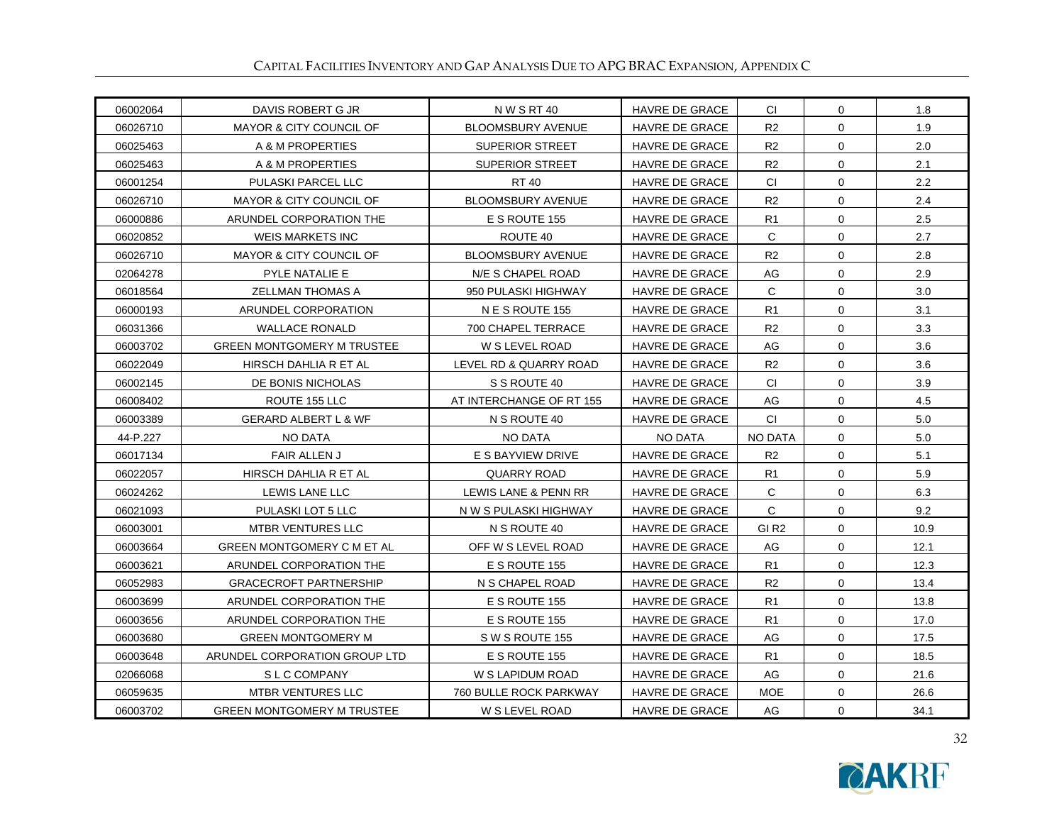| | | | | | | |
|---|---|---|---|---|---|---|
| 06002064 | DAVIS ROBERT G JR | N W S RT 40 | HAVRE DE GRACE | CI | 0 | 1.8 |
| 06026710 | MAYOR & CITY COUNCIL OF | BLOOMSBURY AVENUE | HAVRE DE GRACE | R2 | 0 | 1.9 |
| 06025463 | A & M PROPERTIES | SUPERIOR STREET | HAVRE DE GRACE | R2 | 0 | 2.0 |
| 06025463 | A & M PROPERTIES | SUPERIOR STREET | HAVRE DE GRACE | R2 | 0 | 2.1 |
| 06001254 | PULASKI PARCEL LLC | RT 40 | HAVRE DE GRACE | CI | 0 | 2.2 |
| 06026710 | MAYOR & CITY COUNCIL OF | BLOOMSBURY AVENUE | HAVRE DE GRACE | R2 | 0 | 2.4 |
| 06000886 | ARUNDEL CORPORATION THE | E S ROUTE 155 | HAVRE DE GRACE | R1 | 0 | 2.5 |
| 06020852 | WEIS MARKETS INC | ROUTE 40 | HAVRE DE GRACE | C | 0 | 2.7 |
| 06026710 | MAYOR & CITY COUNCIL OF | BLOOMSBURY AVENUE | HAVRE DE GRACE | R2 | 0 | 2.8 |
| 02064278 | PYLE NATALIE E | N/E S CHAPEL ROAD | HAVRE DE GRACE | AG | 0 | 2.9 |
| 06018564 | ZELLMAN THOMAS A | 950 PULASKI HIGHWAY | HAVRE DE GRACE | C | 0 | 3.0 |
| 06000193 | ARUNDEL CORPORATION | N E S ROUTE 155 | HAVRE DE GRACE | R1 | 0 | 3.1 |
| 06031366 | WALLACE RONALD | 700 CHAPEL TERRACE | HAVRE DE GRACE | R2 | 0 | 3.3 |
| 06003702 | GREEN MONTGOMERY M TRUSTEE | W S LEVEL ROAD | HAVRE DE GRACE | AG | 0 | 3.6 |
| 06022049 | HIRSCH DAHLIA R ET AL | LEVEL RD & QUARRY ROAD | HAVRE DE GRACE | R2 | 0 | 3.6 |
| 06002145 | DE BONIS NICHOLAS | S S ROUTE 40 | HAVRE DE GRACE | CI | 0 | 3.9 |
| 06008402 | ROUTE 155 LLC | AT INTERCHANGE OF RT 155 | HAVRE DE GRACE | AG | 0 | 4.5 |
| 06003389 | GERARD ALBERT L & WF | N S ROUTE 40 | HAVRE DE GRACE | CI | 0 | 5.0 |
| 44-P.227 | NO DATA | NO DATA | NO DATA | NO DATA | 0 | 5.0 |
| 06017134 | FAIR ALLEN J | E S BAYVIEW DRIVE | HAVRE DE GRACE | R2 | 0 | 5.1 |
| 06022057 | HIRSCH DAHLIA R ET AL | QUARRY ROAD | HAVRE DE GRACE | R1 | 0 | 5.9 |
| 06024262 | LEWIS LANE LLC | LEWIS LANE & PENN RR | HAVRE DE GRACE | C | 0 | 6.3 |
| 06021093 | PULASKI LOT 5 LLC | N W S PULASKI HIGHWAY | HAVRE DE GRACE | C | 0 | 9.2 |
| 06003001 | MTBR VENTURES LLC | N S ROUTE 40 | HAVRE DE GRACE | GI R2 | 0 | 10.9 |
| 06003664 | GREEN MONTGOMERY C M ET AL | OFF W S LEVEL ROAD | HAVRE DE GRACE | AG | 0 | 12.1 |
| 06003621 | ARUNDEL CORPORATION THE | E S ROUTE 155 | HAVRE DE GRACE | R1 | 0 | 12.3 |
| 06052983 | GRACECROFT PARTNERSHIP | N S CHAPEL ROAD | HAVRE DE GRACE | R2 | 0 | 13.4 |
| 06003699 | ARUNDEL CORPORATION THE | E S ROUTE 155 | HAVRE DE GRACE | R1 | 0 | 13.8 |
| 06003656 | ARUNDEL CORPORATION THE | E S ROUTE 155 | HAVRE DE GRACE | R1 | 0 | 17.0 |
| 06003680 | GREEN MONTGOMERY M | S W S ROUTE 155 | HAVRE DE GRACE | AG | 0 | 17.5 |
| 06003648 | ARUNDEL CORPORATION GROUP LTD | E S ROUTE 155 | HAVRE DE GRACE | R1 | 0 | 18.5 |
| 02066068 | S L C COMPANY | W S LAPIDUM ROAD | HAVRE DE GRACE | AG | 0 | 21.6 |
| 06059635 | MTBR VENTURES LLC | 760 BULLE ROCK PARKWAY | HAVRE DE GRACE | MOE | 0 | 26.6 |
| 06003702 | GREEN MONTGOMERY M TRUSTEE | W S LEVEL ROAD | HAVRE DE GRACE | AG | 0 | 34.1 |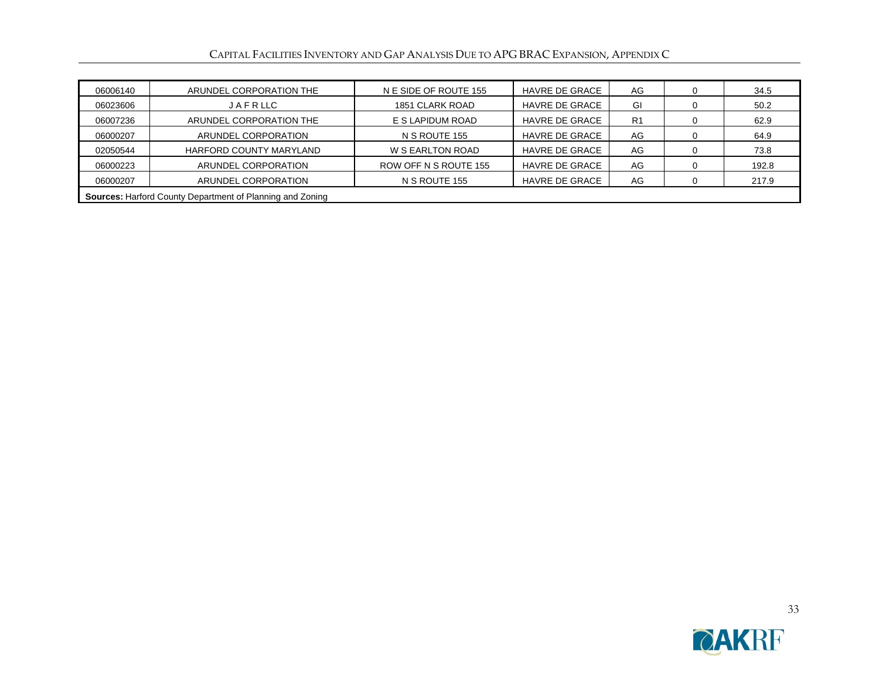| | | | | | | |
|---|---|---|---|---|---|---|
| 06006140 | ARUNDEL CORPORATION THE | N E SIDE OF ROUTE 155 | HAVRE DE GRACE | AG | 0 | 34.5 |
| 06023606 | J A F R LLC | 1851 CLARK ROAD | HAVRE DE GRACE | GI | 0 | 50.2 |
| 06007236 | ARUNDEL CORPORATION THE | E S LAPIDUM ROAD | HAVRE DE GRACE | R1 | 0 | 62.9 |
| 06000207 | ARUNDEL CORPORATION | N S ROUTE 155 | HAVRE DE GRACE | AG | 0 | 64.9 |
| 02050544 | HARFORD COUNTY MARYLAND | W S EARLTON ROAD | HAVRE DE GRACE | AG | 0 | 73.8 |
| 06000223 | ARUNDEL CORPORATION | ROW OFF N S ROUTE 155 | HAVRE DE GRACE | AG | 0 | 192.8 |
| 06000207 | ARUNDEL CORPORATION | N S ROUTE 155 | HAVRE DE GRACE | AG | 0 | 217.9 |

**Sources:** Harford County Department of Planning and Zoning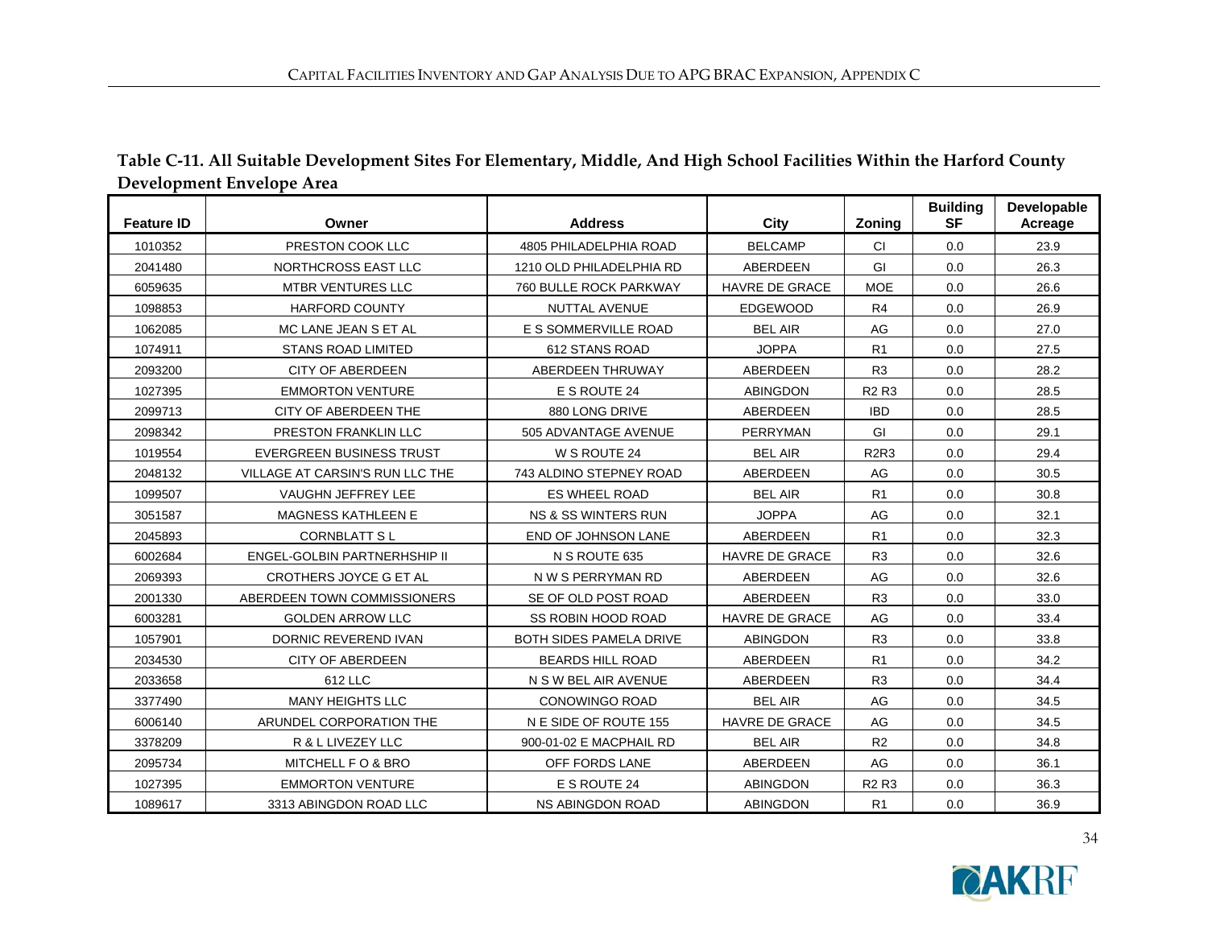**Table C-11. All Suitable Development Sites For Elementary, Middle, And High School Facilities Within the Harford County Development Envelope Area**

| Feature ID | Owner | Address | City | Zoning | Building SF | Developable Acreage |
|---|---|---|---|---|---|---|
| 1010352 | PRESTON COOK LLC | 4805 PHILADELPHIA ROAD | BELCAMP | CI | 0.0 | 23.9 |
| 2041480 | NORTHCROSS EAST LLC | 1210 OLD PHILADELPHIA RD | ABERDEEN | GI | 0.0 | 26.3 |
| 6059635 | MTBR VENTURES LLC | 760 BULLE ROCK PARKWAY | HAVRE DE GRACE | MOE | 0.0 | 26.6 |
| 1098853 | HARFORD COUNTY | NUTTAL AVENUE | EDGEWOOD | R4 | 0.0 | 26.9 |
| 1062085 | MC LANE JEAN S ET AL | E S SOMMERVILLE ROAD | BEL AIR | AG | 0.0 | 27.0 |
| 1074911 | STANS ROAD LIMITED | 612 STANS ROAD | JOPPA | R1 | 0.0 | 27.5 |
| 2093200 | CITY OF ABERDEEN | ABERDEEN THRUWAY | ABERDEEN | R3 | 0.0 | 28.2 |
| 1027395 | EMMORTON VENTURE | E S ROUTE 24 | ABINGDON | R2 R3 | 0.0 | 28.5 |
| 2099713 | CITY OF ABERDEEN THE | 880 LONG DRIVE | ABERDEEN | IBD | 0.0 | 28.5 |
| 2098342 | PRESTON FRANKLIN LLC | 505 ADVANTAGE AVENUE | PERRYMAN | GI | 0.0 | 29.1 |
| 1019554 | EVERGREEN BUSINESS TRUST | W S ROUTE 24 | BEL AIR | R2R3 | 0.0 | 29.4 |
| 2048132 | VILLAGE AT CARSIN'S RUN LLC THE | 743 ALDINO STEPNEY ROAD | ABERDEEN | AG | 0.0 | 30.5 |
| 1099507 | VAUGHN JEFFREY LEE | ES WHEEL ROAD | BEL AIR | R1 | 0.0 | 30.8 |
| 3051587 | MAGNESS KATHLEEN E | NS & SS WINTERS RUN | JOPPA | AG | 0.0 | 32.1 |
| 2045893 | CORNBLATT S L | END OF JOHNSON LANE | ABERDEEN | R1 | 0.0 | 32.3 |
| 6002684 | ENGEL-GOLBIN PARTNERHSHIP II | N S ROUTE 635 | HAVRE DE GRACE | R3 | 0.0 | 32.6 |
| 2069393 | CROTHERS JOYCE G ET AL | N W S PERRYMAN RD | ABERDEEN | AG | 0.0 | 32.6 |
| 2001330 | ABERDEEN TOWN COMMISSIONERS | SE OF OLD POST ROAD | ABERDEEN | R3 | 0.0 | 33.0 |
| 6003281 | GOLDEN ARROW LLC | SS ROBIN HOOD ROAD | HAVRE DE GRACE | AG | 0.0 | 33.4 |
| 1057901 | DORNIC REVEREND IVAN | BOTH SIDES PAMELA DRIVE | ABINGDON | R3 | 0.0 | 33.8 |
| 2034530 | CITY OF ABERDEEN | BEARDS HILL ROAD | ABERDEEN | R1 | 0.0 | 34.2 |
| 2033658 | 612 LLC | N S W BEL AIR AVENUE | ABERDEEN | R3 | 0.0 | 34.4 |
| 3377490 | MANY HEIGHTS LLC | CONOWINGO ROAD | BEL AIR | AG | 0.0 | 34.5 |
| 6006140 | ARUNDEL CORPORATION THE | N E SIDE OF ROUTE 155 | HAVRE DE GRACE | AG | 0.0 | 34.5 |
| 3378209 | R & L LIVEZEY LLC | 900-01-02 E MACPHAIL RD | BEL AIR | R2 | 0.0 | 34.8 |
| 2095734 | MITCHELL F O & BRO | OFF FORDS LANE | ABERDEEN | AG | 0.0 | 36.1 |
| 1027395 | EMMORTON VENTURE | E S ROUTE 24 | ABINGDON | R2 R3 | 0.0 | 36.3 |
| 1089617 | 3313 ABINGDON ROAD LLC | NS ABINGDON ROAD | ABINGDON | R1 | 0.0 | 36.9 |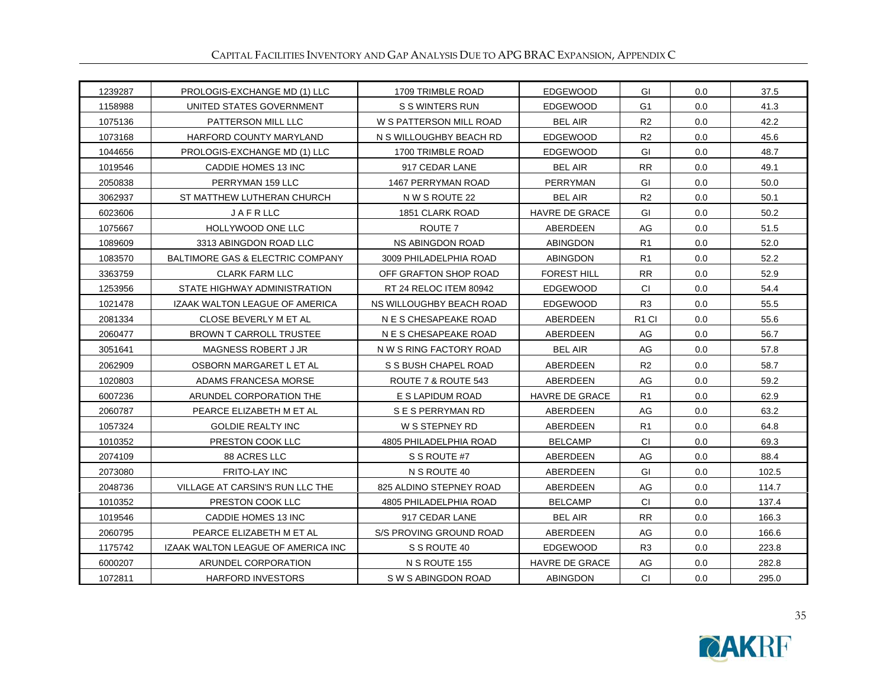| | | | | | | |
|---|---|---|---|---|---|---|
| 1239287 | PROLOGIS-EXCHANGE MD (1) LLC | 1709 TRIMBLE ROAD | EDGEWOOD | GI | 0.0 | 37.5 |
| 1158988 | UNITED STATES GOVERNMENT | S S WINTERS RUN | EDGEWOOD | G1 | 0.0 | 41.3 |
| 1075136 | PATTERSON MILL LLC | W S PATTERSON MILL ROAD | BEL AIR | R2 | 0.0 | 42.2 |
| 1073168 | HARFORD COUNTY MARYLAND | N S WILLOUGHBY BEACH RD | EDGEWOOD | R2 | 0.0 | 45.6 |
| 1044656 | PROLOGIS-EXCHANGE MD (1) LLC | 1700 TRIMBLE ROAD | EDGEWOOD | GI | 0.0 | 48.7 |
| 1019546 | CADDIE HOMES 13 INC | 917 CEDAR LANE | BEL AIR | RR | 0.0 | 49.1 |
| 2050838 | PERRYMAN 159 LLC | 1467 PERRYMAN ROAD | PERRYMAN | GI | 0.0 | 50.0 |
| 3062937 | ST MATTHEW LUTHERAN CHURCH | N W S ROUTE 22 | BEL AIR | R2 | 0.0 | 50.1 |
| 6023606 | J A F R LLC | 1851 CLARK ROAD | HAVRE DE GRACE | GI | 0.0 | 50.2 |
| 1075667 | HOLLYWOOD ONE LLC | ROUTE 7 | ABERDEEN | AG | 0.0 | 51.5 |
| 1089609 | 3313 ABINGDON ROAD LLC | NS ABINGDON ROAD | ABINGDON | R1 | 0.0 | 52.0 |
| 1083570 | BALTIMORE GAS & ELECTRIC COMPANY | 3009 PHILADELPHIA ROAD | ABINGDON | R1 | 0.0 | 52.2 |
| 3363759 | CLARK FARM LLC | OFF GRAFTON SHOP ROAD | FOREST HILL | RR | 0.0 | 52.9 |
| 1253956 | STATE HIGHWAY ADMINISTRATION | RT 24 RELOC ITEM 80942 | EDGEWOOD | CI | 0.0 | 54.4 |
| 1021478 | IZAAK WALTON LEAGUE OF AMERICA | NS WILLOUGHBY BEACH ROAD | EDGEWOOD | R3 | 0.0 | 55.5 |
| 2081334 | CLOSE BEVERLY M ET AL | N E S CHESAPEAKE ROAD | ABERDEEN | R1 CI | 0.0 | 55.6 |
| 2060477 | BROWN T CARROLL TRUSTEE | N E S CHESAPEAKE ROAD | ABERDEEN | AG | 0.0 | 56.7 |
| 3051641 | MAGNESS ROBERT J JR | N W S RING FACTORY ROAD | BEL AIR | AG | 0.0 | 57.8 |
| 2062909 | OSBORN MARGARET L ET AL | S S BUSH CHAPEL ROAD | ABERDEEN | R2 | 0.0 | 58.7 |
| 1020803 | ADAMS FRANCESA MORSE | ROUTE 7 & ROUTE 543 | ABERDEEN | AG | 0.0 | 59.2 |
| 6007236 | ARUNDEL CORPORATION THE | E S LAPIDUM ROAD | HAVRE DE GRACE | R1 | 0.0 | 62.9 |
| 2060787 | PEARCE ELIZABETH M ET AL | S E S PERRYMAN RD | ABERDEEN | AG | 0.0 | 63.2 |
| 1057324 | GOLDIE REALTY INC | W S STEPNEY RD | ABERDEEN | R1 | 0.0 | 64.8 |
| 1010352 | PRESTON COOK LLC | 4805 PHILADELPHIA ROAD | BELCAMP | CI | 0.0 | 69.3 |
| 2074109 | 88 ACRES LLC | S S ROUTE #7 | ABERDEEN | AG | 0.0 | 88.4 |
| 2073080 | FRITO-LAY INC | N S ROUTE 40 | ABERDEEN | GI | 0.0 | 102.5 |
| 2048736 | VILLAGE AT CARSIN'S RUN LLC THE | 825 ALDINO STEPNEY ROAD | ABERDEEN | AG | 0.0 | 114.7 |
| 1010352 | PRESTON COOK LLC | 4805 PHILADELPHIA ROAD | BELCAMP | CI | 0.0 | 137.4 |
| 1019546 | CADDIE HOMES 13 INC | 917 CEDAR LANE | BEL AIR | RR | 0.0 | 166.3 |
| 2060795 | PEARCE ELIZABETH M ET AL | S/S PROVING GROUND ROAD | ABERDEEN | AG | 0.0 | 166.6 |
| 1175742 | IZAAK WALTON LEAGUE OF AMERICA INC | S S ROUTE 40 | EDGEWOOD | R3 | 0.0 | 223.8 |
| 6000207 | ARUNDEL CORPORATION | N S ROUTE 155 | HAVRE DE GRACE | AG | 0.0 | 282.8 |
| 1072811 | HARFORD INVESTORS | S W S ABINGDON ROAD | ABINGDON | CI | 0.0 | 295.0 |